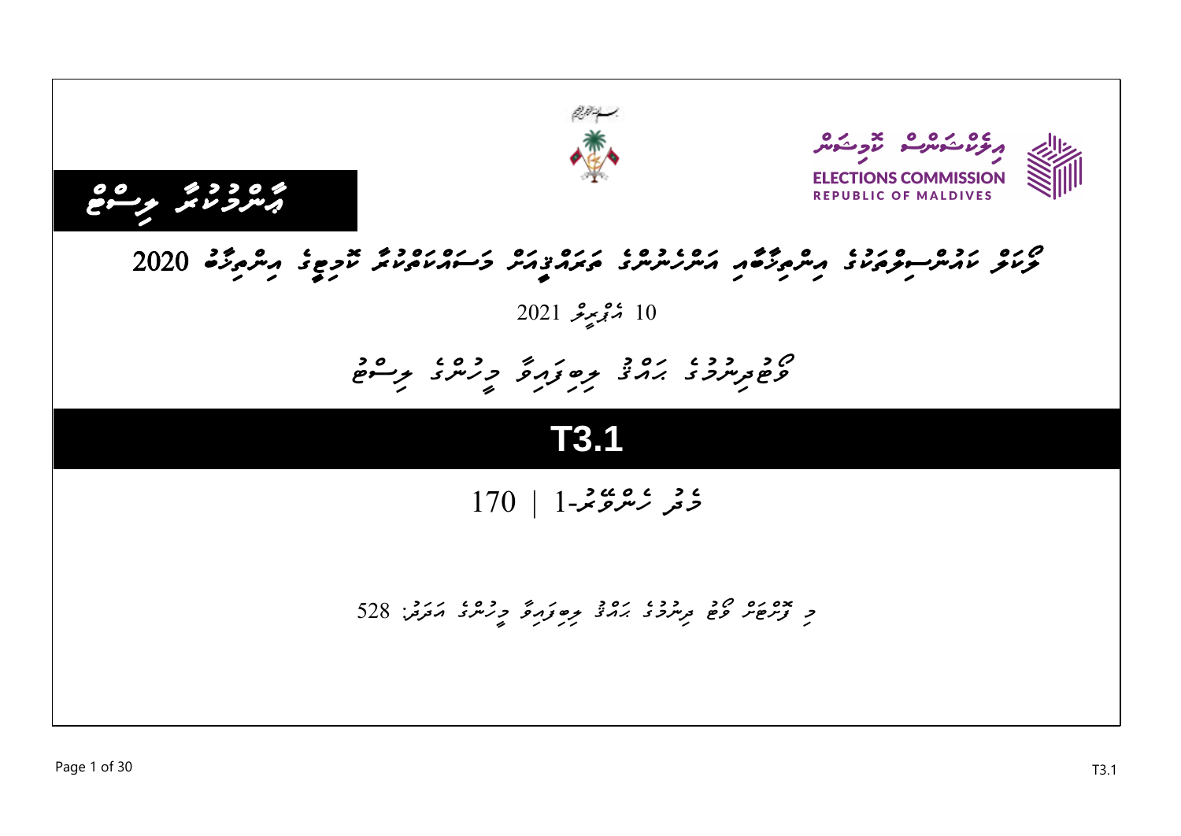ޢާންމުކޮށް ލިސްޓް

ELECTIONS COMMISSION
REPUBLIC OF MALDIVES

# ލޯކަލް ކައުންސިލްތަކުގެ އިންތިޚާބާއި އަންހެނުންގެ ތަރައްޤީއަށް މަސައްކަތްކުރާ ކޮމިޓީގެ އިންތިޚާބު 2020

10 އޭޕްރިލް 2021

ވޯޓުދިނުމުގެ ޙައްޤު ލިބިފައިވާ މީހުންގެ ލިސްޓު

# T3.1

ގދ. ހޯނޑެއްދޫ-1 | 170

މި ފޮޓޯބަރ ވޯޓު ދިނުމުގެ ޙައްޤު ލިބިފައިވާ މީހުންގެ އަދަދު: 528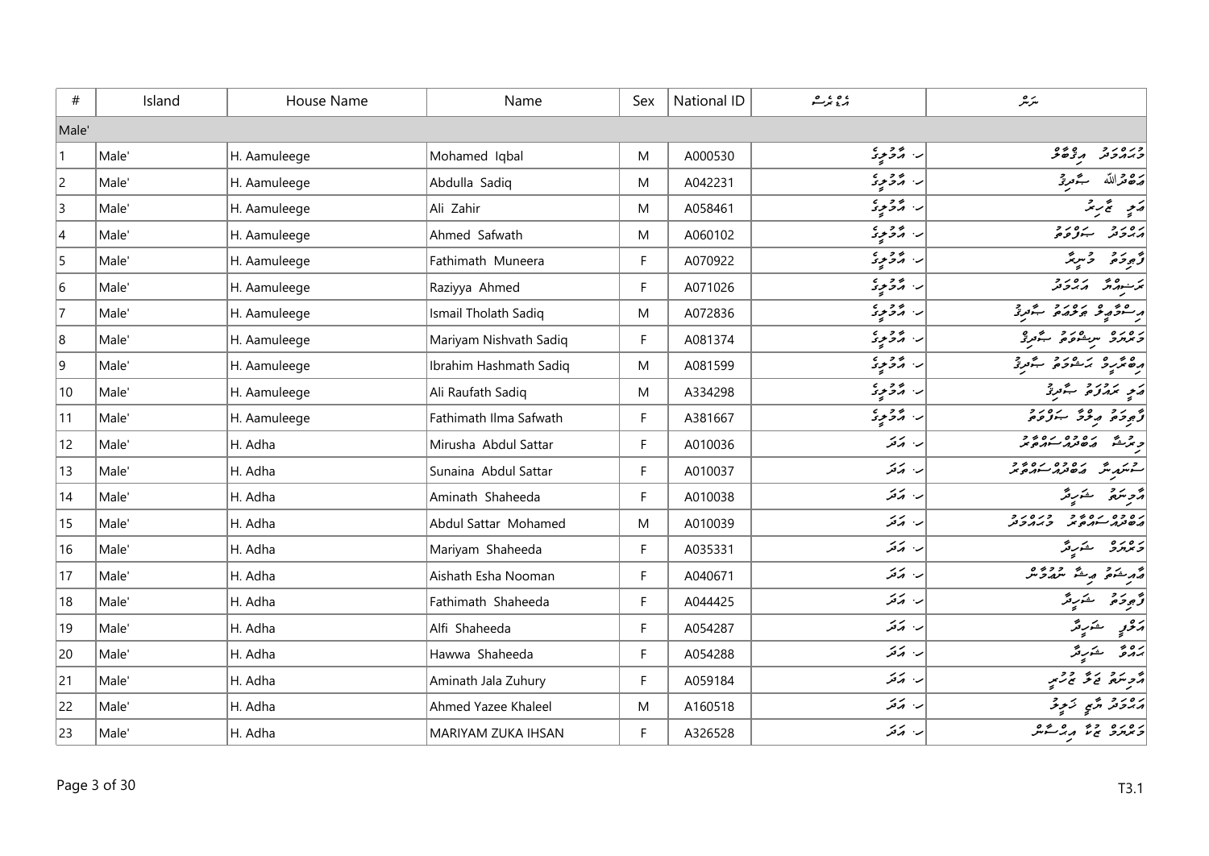| # | Island | House Name | Name | Sex | National ID | ގެއުގެ ނަން | ނަން |
|---|---|---|---|---|---|---|---|
| Male' | | | | | | | |
| 1 | Male' | H. Aamuleege | Mohamed Iqbal | M | A000530 | ހ. އާމުލީގެ | މުހައްމަދު އިޤްބާލް |
| 2 | Male' | H. Aamuleege | Abdulla Sadiq | M | A042231 | ހ. އާމުލީގެ | އަބްދުﷲ ސާދިޤު |
| 3 | Male' | H. Aamuleege | Ali Zahir | M | A058461 | ހ. އާމުލީގެ | އަލި ޒާހިރު |
| 4 | Male' | H. Aamuleege | Ahmed Safwath | M | A060102 | ހ. އާމުލީގެ | އަޙްމަދު ޞަފްވަތު |
| 5 | Male' | H. Aamuleege | Fathimath Muneera | F | A070922 | ހ. އާމުލީގެ | ފާތިމަތު މުނީރާ |
| 6 | Male' | H. Aamuleege | Raziyya Ahmed | F | A071026 | ހ. އާމުލީގެ | ރަޟިއްޔާ އަޙްމަދު |
| 7 | Male' | H. Aamuleege | Ismail Tholath Sadiq | M | A072836 | ހ. އާމުލީގެ | އިސްމާޢީލް ޘަލާޘަތު ސާދިޤު |
| 8 | Male' | H. Aamuleege | Mariyam Nishvath Sadiq | F | A081374 | ހ. އާމުލީގެ | މަރިޔަމް ނިޝްވަތު ސާދިޤު |
| 9 | Male' | H. Aamuleege | Ibrahim Hashmath Sadiq | M | A081599 | ހ. އާމުލީގެ | އިބްރާހީމް ހަޝްމަތު ސާދިޤު |
| 10 | Male' | H. Aamuleege | Ali Raufath Sadiq | M | A334298 | ހ. އާމުލީގެ | އަލި ރައުފަތު ސާދިޤު |
| 11 | Male' | H. Aamuleege | Fathimath Ilma Safwath | F | A381667 | ހ. އާމުލީގެ | ފާތިމަތު އިލްމާ ޞަފްވަތު |
| 12 | Male' | H. Adha | Mirusha Abdul Sattar | F | A010036 | ހ. އަދަ | މިރުޝާ އަބްދުލްސައްތާރު |
| 13 | Male' | H. Adha | Sunaina Abdul Sattar | F | A010037 | ހ. އަދަ | ސުނައިނާ އަބްދުލްސައްތާރު |
| 14 | Male' | H. Adha | Aminath Shaheeda | F | A010038 | ހ. އަދަ | އާމިނަތު ޝަހީދާ |
| 15 | Male' | H. Adha | Abdul Sattar Mohamed | M | A010039 | ހ. އަދަ | އަބްދުލްސައްތާރު މުހައްމަދު |
| 16 | Male' | H. Adha | Mariyam Shaheeda | F | A035331 | ހ. އަދަ | މަރިޔަމް ޝަހީދާ |
| 17 | Male' | H. Adha | Aishath Esha Nooman | F | A040671 | ހ. އަދަ | އާއިޝަތު އީޝާ ނުޢުމާން |
| 18 | Male' | H. Adha | Fathimath Shaheeda | F | A044425 | ހ. އަދަ | ފާތިމަތު ޝަހީދާ |
| 19 | Male' | H. Adha | Alfi Shaheeda | F | A054287 | ހ. އަދަ | އަލްފީ ޝަހީދާ |
| 20 | Male' | H. Adha | Hawwa Shaheeda | F | A054288 | ހ. އަދަ | ހައްވާ ޝަހީދާ |
| 21 | Male' | H. Adha | Aminath Jala Zuhury | F | A059184 | ހ. އަދަ | އާމިނަތު ޖަލާ ޒުހުރީ |
| 22 | Male' | H. Adha | Ahmed Yazee Khaleel | M | A160518 | ހ. އަދަ | އަޙްމަދު ޔާޒީ ޚަލީލު |
| 23 | Male' | H. Adha | MARIYAM ZUKA IHSAN | F | A326528 | ހ. އަދަ | މަރިޔަމް ޒުކާ އިޙްސާން |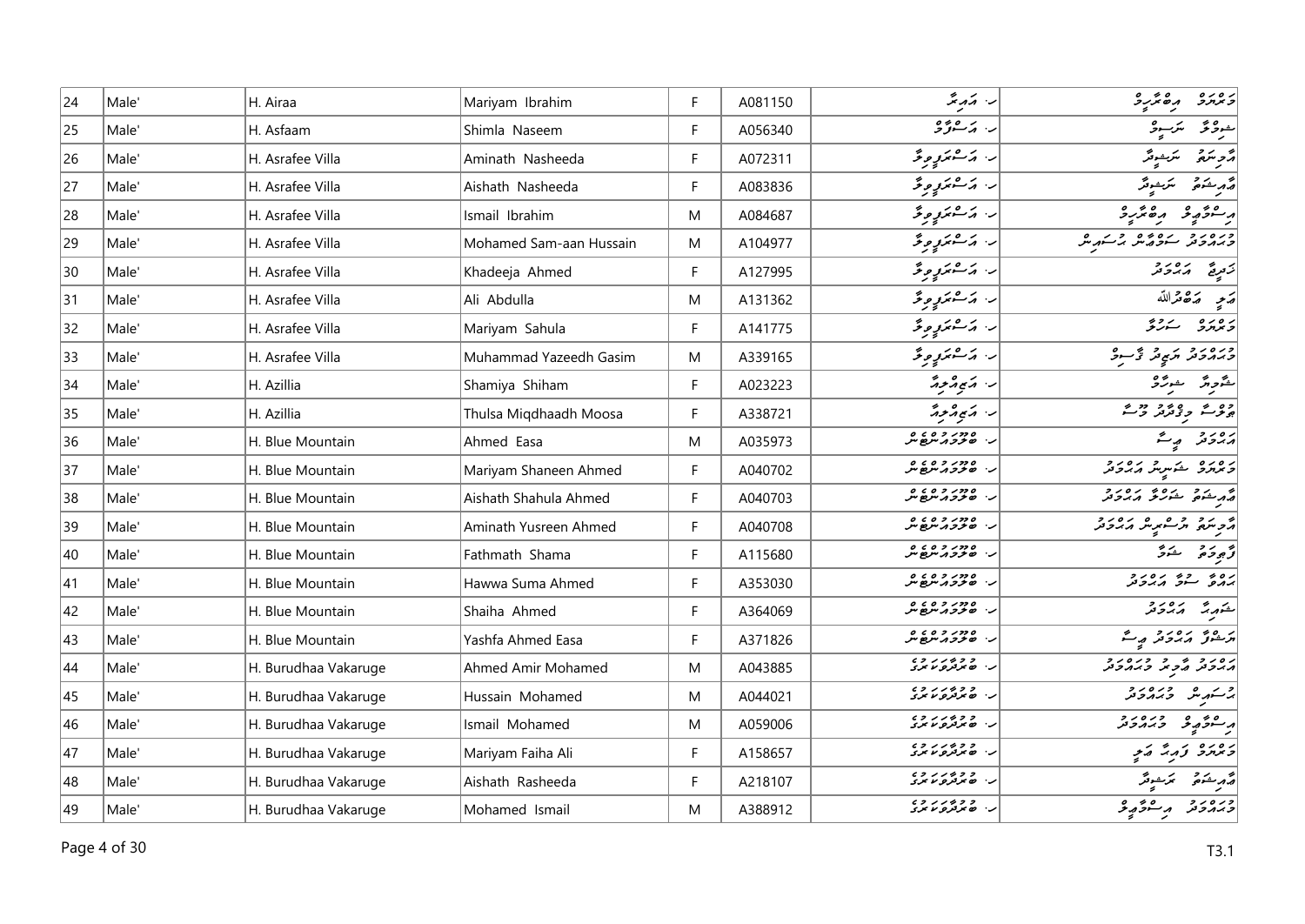| 24 | Male' | H. Airaa | Mariyam Ibrahim | F | A081150 | ހ. އައިރާ | މަރްޔަމް އިބްރާހީމް |
|---|---|---|---|---|---|---|---|
| 25 | Male' | H. Asfaam | Shimla Naseem | F | A056340 | ހ. އަސްފާމް | ޝިމްލާ ނަސީމް |
| 26 | Male' | H. Asrafee Villa | Aminath Nasheeda | F | A072311 | ހ. އަސްރަފީވިލާ | އާމިނަތު ނަޝީދާ |
| 27 | Male' | H. Asrafee Villa | Aishath Nasheeda | F | A083836 | ހ. އަސްރަފީވިލާ | ޢާއިޝަތު ނަޝީދާ |
| 28 | Male' | H. Asrafee Villa | Ismail Ibrahim | M | A084687 | ހ. އަސްރަފީވިލާ | އިސްމާޢީލް އިބްރާހީމް |
| 29 | Male' | H. Asrafee Villa | Mohamed Sam-aan Hussain | M | A104977 | ހ. އަސްރަފީވިލާ | މުޙައްމަދު ސަމްޢާން ޙުސައިން |
| 30 | Male' | H. Asrafee Villa | Khadeeja Ahmed | F | A127995 | ހ. އަސްރަފީވިލާ | ޚަދީޖާ އަޙްމަދު |
| 31 | Male' | H. Asrafee Villa | Ali Abdulla | M | A131362 | ހ. އަސްރަފީވިލާ | ޢަލީ ޢަބްދުﷲ |
| 32 | Male' | H. Asrafee Villa | Mariyam Sahula | F | A141775 | ހ. އަސްރަފީވިލާ | މަރްޔަމް ސަހުލާ |
| 33 | Male' | H. Asrafee Villa | Muhammad Yazeedh Gasim | M | A339165 | ހ. އަސްރަފީވިލާ | މުޙައްމަދު ޔަޒީދު ޤާސިމް |
| 34 | Male' | H. Azillia | Shamiya Shiham | F | A023223 | ހ. އަޒިއްލިއާ | ޝާމިޔާ ޝިހާމް |
| 35 | Male' | H. Azillia | Thulsa Miqdhaadh Moosa | F | A338721 | ހ. އަޒިއްލިއާ | ތުލްސާ މިޤްދާދު މޫސާ |
| 36 | Male' | H. Blue Mountain | Ahmed Easa | M | A035973 | ހ. ބްލޫމައުންޓަން | އަޙްމަދު ޢީސާ |
| 37 | Male' | H. Blue Mountain | Mariyam Shaneen Ahmed | F | A040702 | ހ. ބްލޫމައުންޓަން | މަރްޔަމް ޝަނީން އަޙްމަދު |
| 38 | Male' | H. Blue Mountain | Aishath Shahula Ahmed | F | A040703 | ހ. ބްލޫމައުންޓަން | ޢާއިޝަތު ޝަހުލާ އަޙްމަދު |
| 39 | Male' | H. Blue Mountain | Aminath Yusreen Ahmed | F | A040708 | ހ. ބްލޫމައުންޓަން | އާމިނަތު ޔުސްރީން އަޙްމަދު |
| 40 | Male' | H. Blue Mountain | Fathmath Shama | F | A115680 | ހ. ބްލޫމައުންޓަން | ފާތިމަތު ޝަމާ |
| 41 | Male' | H. Blue Mountain | Hawwa Suma Ahmed | F | A353030 | ހ. ބްލޫމައުންޓަން | ޙައްވާ ސުމާ އަޙްމަދު |
| 42 | Male' | H. Blue Mountain | Shaiha Ahmed | F | A364069 | ހ. ބްލޫމައުންޓަން | ޝައިހާ އަޙްމަދު |
| 43 | Male' | H. Blue Mountain | Yashfa Ahmed Easa | F | A371826 | ހ. ބްލޫމައުންޓަން | ޔަޝްފާ އަޙްމަދު ޢީސާ |
| 44 | Male' | H. Burudhaa Vakaruge | Ahmed Amir Mohamed | M | A043885 | ހ. ބުރުދާވަކަރުގެ | އަޙްމަދު އާމިރު މުޙައްމަދު |
| 45 | Male' | H. Burudhaa Vakaruge | Hussain Mohamed | M | A044021 | ހ. ބުރުދާވަކަރުގެ | ޙުސައިން މުޙައްމަދު |
| 46 | Male' | H. Burudhaa Vakaruge | Ismail Mohamed | M | A059006 | ހ. ބުރުދާވަކަރުގެ | އިސްމާޢީލް މުޙައްމަދު |
| 47 | Male' | H. Burudhaa Vakaruge | Mariyam Faiha Ali | F | A158657 | ހ. ބުރުދާވަކަރުގެ | މަރްޔަމް ފައިހާ ޢަލީ |
| 48 | Male' | H. Burudhaa Vakaruge | Aishath Rasheeda | F | A218107 | ހ. ބުރުދާވަކަރުގެ | ޢާއިޝަތު ރަޝީދާ |
| 49 | Male' | H. Burudhaa Vakaruge | Mohamed Ismail | M | A388912 | ހ. ބުރުދާވަކަރުގެ | މުޙައްމަދު އިސްމާޢީލް |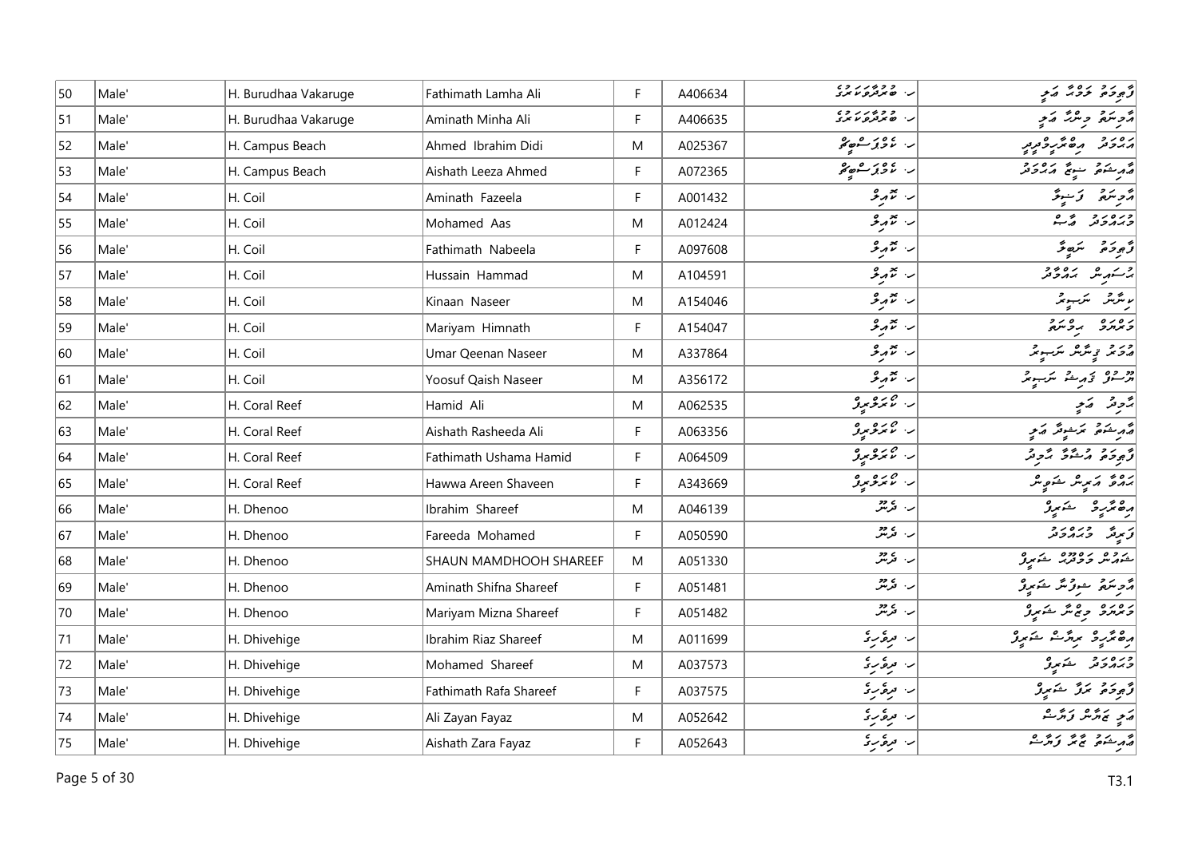| 50 | Male' | H. Burudhaa Vakaruge | Fathimath Lamha Ali | F | A406634 | ހ. ބުރުދާވަކަރުގެ | ފާތިމަތު ލަމްހާ އަލި |
|---|---|---|---|---|---|---|---|
| 51 | Male' | H. Burudhaa Vakaruge | Aminath Minha Ali | F | A406635 | ހ. ބުރުދާވަކަރުގެ | އާމިނަތު މިންހާ އަލި |
| 52 | Male' | H. Campus Beach | Ahmed Ibrahim Didi | M | A025367 | ހ. ކެމްޕަސްބީޗް | އަހުމަދު އިބްރާހީމްދީދީ |
| 53 | Male' | H. Campus Beach | Aishath Leeza Ahmed | F | A072365 | ހ. ކެމްޕަސްބީޗް | އާއިޝަތު ލީޒާ އަހުމަދު |
| 54 | Male' | H. Coil | Aminath Fazeela | F | A001432 | ހ. ކޮއިލް | އާމިނަތު ފަޒީލާ |
| 55 | Male' | H. Coil | Mohamed Aas | M | A012424 | ހ. ކޮއިލް | މުހައްމަދު އާސް |
| 56 | Male' | H. Coil | Fathimath Nabeela | F | A097608 | ހ. ކޮއިލް | ފާތިމަތު ނަބީލާ |
| 57 | Male' | H. Coil | Hussain Hammad | M | A104591 | ހ. ކޮއިލް | ހުސައިން ހައްމާދު |
| 58 | Male' | H. Coil | Kinaan Naseer | M | A154046 | ހ. ކޮއިލް | ކިނާން ނަސީރު |
| 59 | Male' | H. Coil | Mariyam Himnath | F | A154047 | ހ. ކޮއިލް | މަރިޔަމް ހިމްނަތު |
| 60 | Male' | H. Coil | Umar Qeenan Naseer | M | A337864 | ހ. ކޮއިލް | އުމަރު ޤީނާން ނަސީރު |
| 61 | Male' | H. Coil | Yoosuf Qaish Naseer | M | A356172 | ހ. ކޮއިލް | ޔޫސުފް ޤައިޝް ނަސީރު |
| 62 | Male' | H. Coral Reef | Hamid Ali | M | A062535 | ހ. ކޯރަލްރީފް | ހާމިދު އަލި |
| 63 | Male' | H. Coral Reef | Aishath Rasheeda Ali | F | A063356 | ހ. ކޯރަލްރީފް | އާއިޝަތު ރަޝީދާ އަލި |
| 64 | Male' | H. Coral Reef | Fathimath Ushama Hamid | F | A064509 | ހ. ކޯރަލްރީފް | ފާތިމަތު އުޝާމާ ހާމިދު |
| 65 | Male' | H. Coral Reef | Hawwa Areen Shaveen | F | A343669 | ހ. ކޯރަލްރީފް | ހައްވާ އަރީން ޝަވީން |
| 66 | Male' | H. Dhenoo | Ibrahim Shareef | M | A046139 | ހ. ދެނޫ | އިބްރާހީމް ޝަރީފް |
| 67 | Male' | H. Dhenoo | Fareeda Mohamed | F | A050590 | ހ. ދެނޫ | ފަރީދާ މުހައްމަދު |
| 68 | Male' | H. Dhenoo | SHAUN MAMDHOOH SHAREEF | M | A051330 | ހ. ދެނޫ | ޝައުން މަމްދޫހު ޝަރީފް |
| 69 | Male' | H. Dhenoo | Aminath Shifna Shareef | F | A051481 | ހ. ދެނޫ | އާމިނަތު ޝިފްނާ ޝަރީފް |
| 70 | Male' | H. Dhenoo | Mariyam Mizna Shareef | F | A051482 | ހ. ދެނޫ | މަރިޔަމް މިޒްނާ ޝަރީފް |
| 71 | Male' | H. Dhivehige | Ibrahim Riaz Shareef | M | A011699 | ހ. ދިވެހިގެ | އިބްރާހީމް ރިޔާޒް ޝަރީފް |
| 72 | Male' | H. Dhivehige | Mohamed Shareef | M | A037573 | ހ. ދިވެހިގެ | މުހައްމަދު ޝަރީފް |
| 73 | Male' | H. Dhivehige | Fathimath Rafa Shareef | F | A037575 | ހ. ދިވެހިގެ | ފާތިމަތު ރަފާ ޝަރީފް |
| 74 | Male' | H. Dhivehige | Ali Zayan Fayaz | M | A052642 | ހ. ދިވެހިގެ | އަލި ޒަޔާން ފަޔާޒް |
| 75 | Male' | H. Dhivehige | Aishath Zara Fayaz | F | A052643 | ހ. ދިވެހިގެ | އާއިޝަތު ޒާރާ ފަޔާޒް |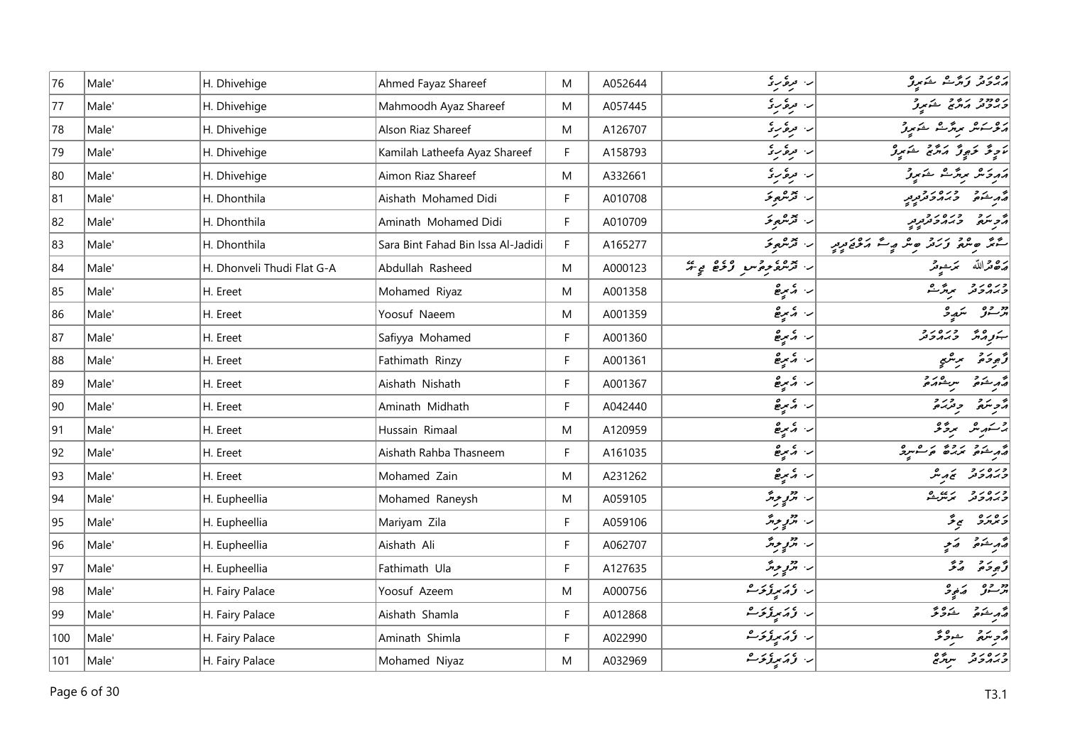| 76 | Male' | H. Dhivehige | Ahmed Fayaz Shareef | M | A052644 | ހ. ދިވެހިގެ | އަޙްމަދު ފައްޔާޒު ޝަރީފު |
|---|---|---|---|---|---|---|---|
| 77 | Male' | H. Dhivehige | Mahmoodh Ayaz Shareef | M | A057445 | ހ. ދިވެހިގެ | މަޙްމޫދު އައްޔާޒު ޝަރީފު |
| 78 | Male' | H. Dhivehige | Alson Riaz Shareef | M | A126707 | ހ. ދިވެހިގެ | އަލްސަން ރިޔާޒް ޝަރީފު |
| 79 | Male' | H. Dhivehige | Kamilah Latheefa Ayaz Shareef | F | A158793 | ހ. ދިވެހިގެ | ކަމިލާ ލަޠީފާ އައްޔާޒު ޝަރީފު |
| 80 | Male' | H. Dhivehige | Aimon Riaz Shareef | M | A332661 | ހ. ދިވެހިގެ | އައިމަން ރިޔާޒް ޝަރީފު |
| 81 | Male' | H. Dhonthila | Aishath Mohamed Didi | F | A010708 | ހ. ދޮންތިލަ | އާއިޝަތު މުޙައްމަދުދީދީ |
| 82 | Male' | H. Dhonthila | Aminath Mohamed Didi | F | A010709 | ހ. ދޮންތިލަ | އާމިނަތު މުޙައްމަދުދީދީ |
| 83 | Male' | H. Dhonthila | Sara Bint Fahad Bin Issa Al-Jadidi | F | A165277 | ހ. ދޮންތިލަ | ސާރާ ބިންތު ފަހަދު ބިން ޢީސާ އަލްޖަދީދީ |
| 84 | Male' | H. Dhonveli Thudi Flat G-A | Abdullah Rasheed | M | A000123 | ހ. ދޮންވެލިތުޑި ފްލެޓް ޖީ-އޭ | އަބްދުﷲ ރަޝީދު |
| 85 | Male' | H. Ereet | Mohamed Riyaz | M | A001358 | ހ. އެރީޓް | މުޙައްމަދު ރިޔާޒް |
| 86 | Male' | H. Ereet | Yoosuf Naeem | M | A001359 | ހ. އެރީޓް | ޔޫސުފް ނަޢީމް |
| 87 | Male' | H. Ereet | Safiyya Mohamed | F | A001360 | ހ. އެރީޓް | ޞަފިއްޔާ މުޙައްމަދު |
| 88 | Male' | H. Ereet | Fathimath Rinzy | F | A001361 | ހ. އެރީޓް | ފާތިމަތު ރިންޒީ |
| 89 | Male' | H. Ereet | Aishath Nishath | F | A001367 | ހ. އެރީޓް | އާއިޝަތު ނިޝާތު |
| 90 | Male' | H. Ereet | Aminath Midhath | F | A042440 | ހ. އެރީޓް | އާމިނަތު މިދުޙަތު |
| 91 | Male' | H. Ereet | Hussain Rimaal | M | A120959 | ހ. އެރީޓް | ޙުސައިން ރިމާލް |
| 92 | Male' | H. Ereet | Aishath Rahba Thasneem | F | A161035 | ހ. އެރީޓް | އާއިޝަތު ރަޙްބާ ތަސްނީމް |
| 93 | Male' | H. Ereet | Mohamed Zain | M | A231262 | ހ. އެރީޓް | މުޙައްމަދު ޒައިން |
| 94 | Male' | H. Eupheellia | Mohamed Raneysh | M | A059105 | ހ. ޔޫފީލިއާ | މުޙައްމަދު ރަނޭޝް |
| 95 | Male' | H. Eupheellia | Mariyam Zila | F | A059106 | ހ. ޔޫފީލިއާ | މަރިޔަމް ޒިލާ |
| 96 | Male' | H. Eupheellia | Aishath Ali | F | A062707 | ހ. ޔޫފީލިއާ | އާއިޝަތު ޢަލީ |
| 97 | Male' | H. Eupheellia | Fathimath Ula | F | A127635 | ހ. ޔޫފީލިއާ | ފާތިމަތު ޢުލާ |
| 98 | Male' | H. Fairy Palace | Yoosuf Azeem | M | A000756 | ހ. ފެއަރީޕެލަސް | ޔޫސުފް ޢަޡީމް |
| 99 | Male' | H. Fairy Palace | Aishath Shamla | F | A012868 | ހ. ފެއަރީޕެލަސް | އާއިޝަތު ޝަމްލާ |
| 100 | Male' | H. Fairy Palace | Aminath Shimla | F | A022990 | ހ. ފެއަރީޕެލަސް | އާމިނަތު ޝިމްލާ |
| 101 | Male' | H. Fairy Palace | Mohamed Niyaz | M | A032969 | ހ. ފެއަރީޕެލަސް | މުޙައްމަދު ނިޔާޒް |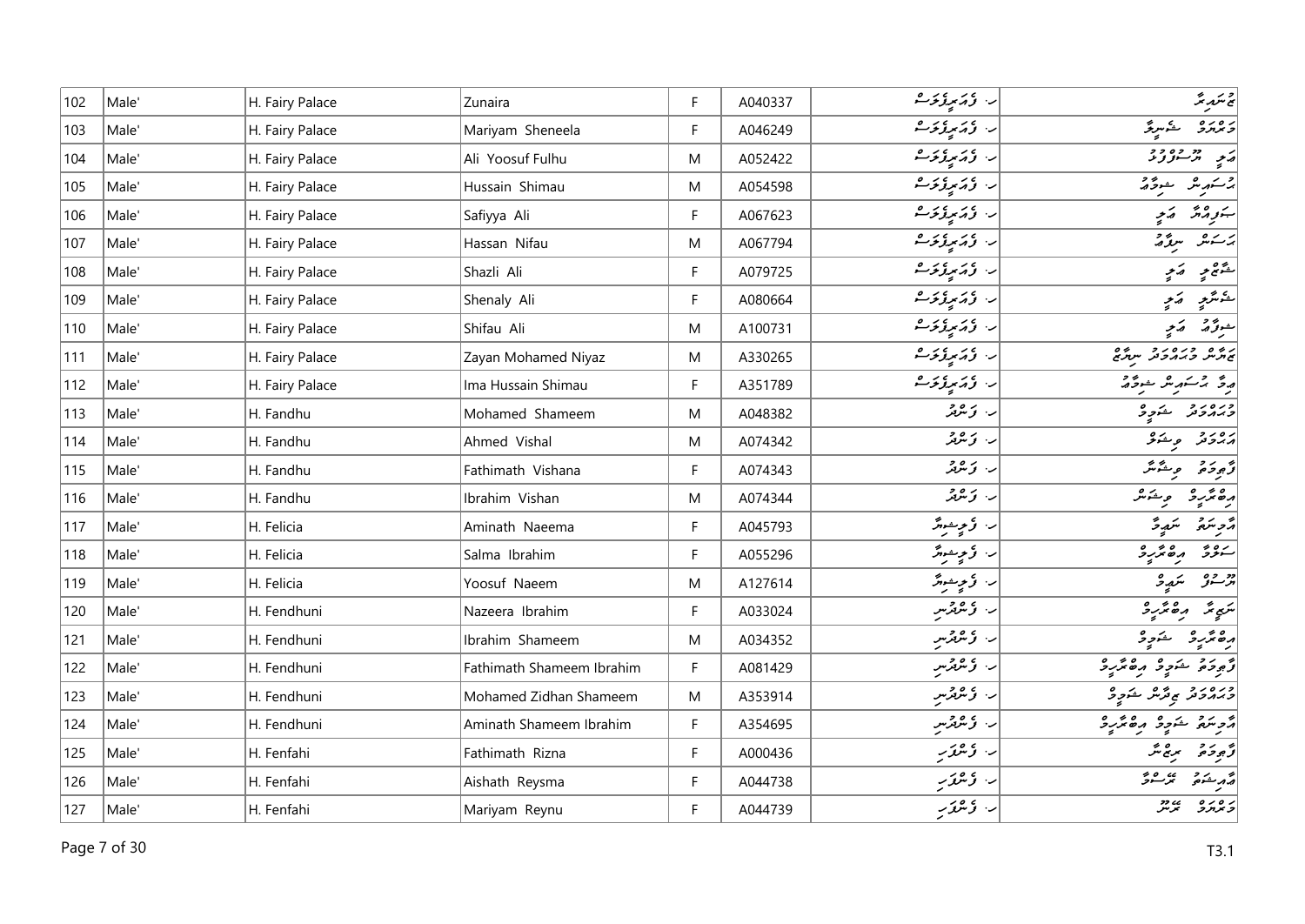| 102 | Male' | H. Fairy Palace | Zunaira | F | A040337 | ހ. ފެއަރީޕެލަސް | ޒުނައިރާ |
|---|---|---|---|---|---|---|---|
| 103 | Male' | H. Fairy Palace | Mariyam Sheneela | F | A046249 | ހ. ފެއަރީޕެލަސް | މަރިޔަމް ޝެނީލާ |
| 104 | Male' | H. Fairy Palace | Ali Yoosuf Fulhu | M | A052422 | ހ. ފެއަރީޕެލަސް | އަލީ ޔޫސުފުޅު |
| 105 | Male' | H. Fairy Palace | Hussain Shimau | M | A054598 | ހ. ފެއަރީޕެލަސް | ހުސައިން ޝިމާއު |
| 106 | Male' | H. Fairy Palace | Safiyya Ali | F | A067623 | ހ. ފެއަރީޕެލަސް | ސަފިއްޔާ އަލީ |
| 107 | Male' | H. Fairy Palace | Hassan Nifau | M | A067794 | ހ. ފެއަރީޕެލަސް | ހަސަން ނިފާއު |
| 108 | Male' | H. Fairy Palace | Shazli Ali | F | A079725 | ހ. ފެއަރީޕެލަސް | ޝާޒްލީ އަލީ |
| 109 | Male' | H. Fairy Palace | Shenaly Ali | F | A080664 | ހ. ފެއަރީޕެލަސް | ޝެނާލީ އަލީ |
| 110 | Male' | H. Fairy Palace | Shifau Ali | M | A100731 | ހ. ފެއަރީޕެލަސް | ޝިފާއު އަލީ |
| 111 | Male' | H. Fairy Palace | Zayan Mohamed Niyaz | M | A330265 | ހ. ފެއަރީޕެލަސް | ޒަޔާން މުހައްމަދު ނިޔާޒް |
| 112 | Male' | H. Fairy Palace | Ima Hussain Shimau | F | A351789 | ހ. ފެއަރީޕެލަސް | އިމާ ހުސައިން ޝިމާއު |
| 113 | Male' | H. Fandhu | Mohamed Shameem | M | A048382 | ހ. ފަންދު | މުހައްމަދު ޝަމީމް |
| 114 | Male' | H. Fandhu | Ahmed Vishal | M | A074342 | ހ. ފަންދު | އަހްމަދު ވިޝަލް |
| 115 | Male' | H. Fandhu | Fathimath Vishana | F | A074343 | ހ. ފަންދު | ފާތިމަތު ވިޝާނާ |
| 116 | Male' | H. Fandhu | Ibrahim Vishan | M | A074344 | ހ. ފަންދު | އިބްރާހީމް ވިޝަން |
| 117 | Male' | H. Felicia | Aminath Naeema | F | A045793 | ހ. ފެލިޝިއާ | އާމިނަތު ނަޢީމާ |
| 118 | Male' | H. Felicia | Salma Ibrahim | F | A055296 | ހ. ފެލިޝިއާ | ސަލްމާ އިބްރާހީމް |
| 119 | Male' | H. Felicia | Yoosuf Naeem | M | A127614 | ހ. ފެލިޝިއާ | ޔޫސުފް ނަޢީމް |
| 120 | Male' | H. Fendhuni | Nazeera Ibrahim | F | A033024 | ހ. ފެންދުނި | ނަޒީރާ އިބްރާހީމް |
| 121 | Male' | H. Fendhuni | Ibrahim Shameem | M | A034352 | ހ. ފެންދުނި | އިބްރާހީމް ޝަމީމް |
| 122 | Male' | H. Fendhuni | Fathimath Shameem Ibrahim | F | A081429 | ހ. ފެންދުނި | ފާތިމަތު ޝަމީމް އިބްރާހީމް |
| 123 | Male' | H. Fendhuni | Mohamed Zidhan Shameem | M | A353914 | ހ. ފެންދުނި | މުހައްމަދު ޒިދާން ޝަމީމް |
| 124 | Male' | H. Fendhuni | Aminath Shameem Ibrahim | F | A354695 | ހ. ފެންދުނި | އާމިނަތު ޝަމީމް އިބްރާހީމް |
| 125 | Male' | H. Fenfahi | Fathimath Rizna | F | A000436 | ހ. ފެންފަހި | ފާތިމަތު ރިޒްނާ |
| 126 | Male' | H. Fenfahi | Aishath Reysma | F | A044738 | ހ. ފެންފަހި | އާއިޝަތު ރޭސްމާ |
| 127 | Male' | H. Fenfahi | Mariyam Reynu | F | A044739 | ހ. ފެންފަހި | މަރިޔަމް ރޭނު |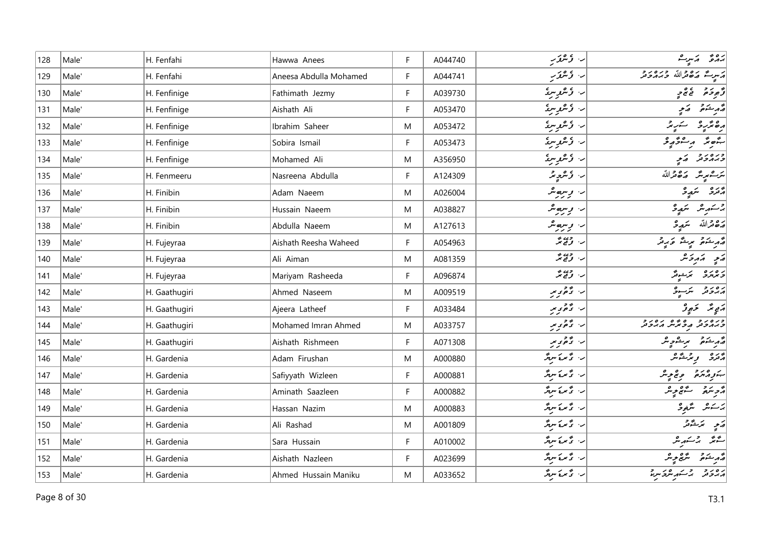| 128 | Male' | H. Fenfahi | Hawwa Anees | F | A044740 | ހ. ފެންފަހި | ހައްވާ އަނީސް |
|---|---|---|---|---|---|---|---|
| 129 | Male' | H. Fenfahi | Aneesa Abdulla Mohamed | F | A044741 | ހ. ފެންފަހި | އަނީސާ އަބްދުﷲ މުހައްމަދު |
| 130 | Male' | H. Fenfinige | Fathimath Jezmy | F | A039730 | ހ. ފެންފިނިގެ | ފާތިމަތު ޖެޒްމީ |
| 131 | Male' | H. Fenfinige | Aishath Ali | F | A053470 | ހ. ފެންފިނިގެ | އާއިޝަތު އަލި |
| 132 | Male' | H. Fenfinige | Ibrahim Saheer | M | A053472 | ހ. ފެންފިނިގެ | އިބްރާހީމް ސަހީރު |
| 133 | Male' | H. Fenfinige | Sobira Ismail | F | A053473 | ހ. ފެންފިނިގެ | ޞާބިރާ އިސްމާޢީލް |
| 134 | Male' | H. Fenfinige | Mohamed Ali | M | A356950 | ހ. ފެންފިނިގެ | މުހައްމަދު އަލި |
| 135 | Male' | H. Fenmeeru | Nasreena Abdulla | F | A124309 | ހ. ފެންމީރު | ނަސްރީނާ އަބްދުﷲ |
| 136 | Male' | H. Finibin | Adam Naeem | M | A026004 | ހ. ފިނިބިން | އާދަމް ނައީމް |
| 137 | Male' | H. Finibin | Hussain Naeem | M | A038827 | ހ. ފިނިބިން | ހުސައިން ނައީމް |
| 138 | Male' | H. Finibin | Abdulla Naeem | M | A127613 | ހ. ފިނިބިން | އަބްދުﷲ ނައީމް |
| 139 | Male' | H. Fujeyraa | Aishath Reesha Waheed | F | A054963 | ހ. ފުޖޭރާ | އާއިޝަތު ރީޝާ ވަހީދު |
| 140 | Male' | H. Fujeyraa | Ali Aiman | M | A081359 | ހ. ފުޖޭރާ | އަލި އައިމަން |
| 141 | Male' | H. Fujeyraa | Mariyam Rasheeda | F | A096874 | ހ. ފުޖޭރާ | މަރިޔަމް ރަޝީދާ |
| 142 | Male' | H. Gaathugiri | Ahmed Naseem | M | A009519 | ހ. ގާތުގިރި | އަހްމަދު ނަސީމް |
| 143 | Male' | H. Gaathugiri | Ajeera Latheef | F | A033484 | ހ. ގާތުގިރި | އަޖީރާ ލަތީފް |
| 144 | Male' | H. Gaathugiri | Mohamed Imran Ahmed | M | A033757 | ހ. ގާތުގިރި | މުހައްމަދު އިމްރާން އަހްމަދު |
| 145 | Male' | H. Gaathugiri | Aishath Rishmeen | F | A071308 | ހ. ގާތުގިރި | އާއިޝަތު ރިޝްމީން |
| 146 | Male' | H. Gardenia | Adam Firushan | M | A000880 | ހ. ގާޑެނިއާ | އާދަމް ފިރުޝާން |
| 147 | Male' | H. Gardenia | Safiyyath Wizleen | F | A000881 | ހ. ގާޑެނިއާ | ޞަފިއްޔަތު ވިޒްލީން |
| 148 | Male' | H. Gardenia | Aminath Saazleen | F | A000882 | ހ. ގާޑެނިއާ | އާމިނަތު ސާޒްލީން |
| 149 | Male' | H. Gardenia | Hassan Nazim | M | A000883 | ހ. ގާޑެނިއާ | ހަސަން ނާޒިމް |
| 150 | Male' | H. Gardenia | Ali Rashad | M | A001809 | ހ. ގާޑެނިއާ | އަލި ރަޝާދު |
| 151 | Male' | H. Gardenia | Sara Hussain | F | A010002 | ހ. ގާޑެނިއާ | ސާރާ ހުސައިން |
| 152 | Male' | H. Gardenia | Aishath Nazleen | F | A023699 | ހ. ގާޑެނިއާ | އާއިޝަތު ނާޒްލީން |
| 153 | Male' | H. Gardenia | Ahmed Hussain Maniku | M | A033652 | ހ. ގާޑެނިއާ | އަހްމަދު ހުސައިންމަނިކު |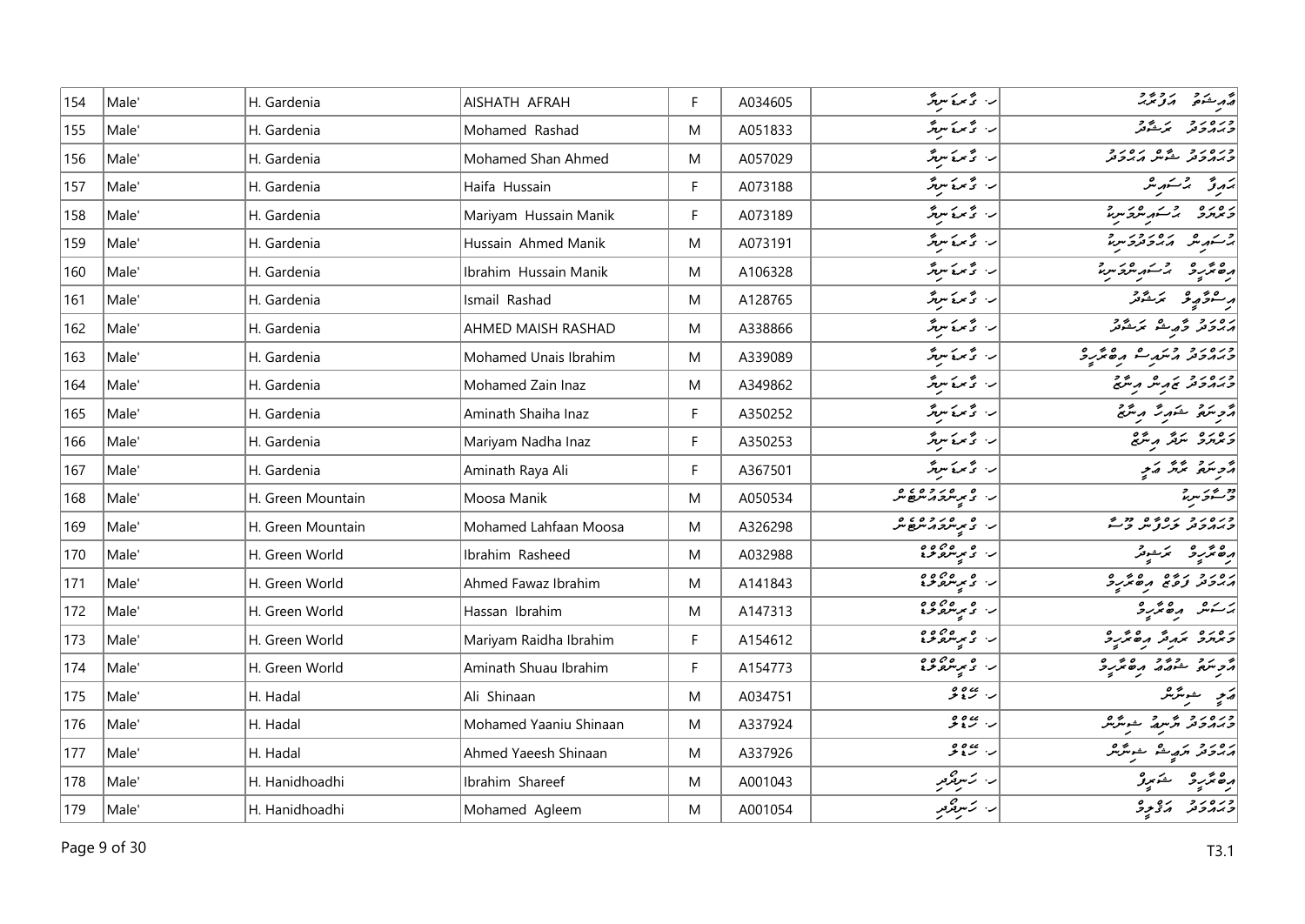| 154 | Male' | H. Gardenia | AISHATH AFRAH | F | A034605 | ހ. ގާޑަނިޔާ | އާއިޝަތު އަފްރާހް |
|---|---|---|---|---|---|---|---|
| 155 | Male' | H. Gardenia | Mohamed Rashad | M | A051833 | ހ. ގާޑަނިޔާ | މުހައްމަދު ރަޝާދު |
| 156 | Male' | H. Gardenia | Mohamed Shan Ahmed | M | A057029 | ހ. ގާޑަނިޔާ | މުހައްމަދު ޝާން އަހްމަދު |
| 157 | Male' | H. Gardenia | Haifa Hussain | F | A073188 | ހ. ގާޑަނިޔާ | ހައިފާ ހުސައިން |
| 158 | Male' | H. Gardenia | Mariyam Hussain Manik | F | A073189 | ހ. ގާޑަނިޔާ | މަރިޔަމް ހުސައިންމަނިކު |
| 159 | Male' | H. Gardenia | Hussain Ahmed Manik | M | A073191 | ހ. ގާޑަނިޔާ | ހުސައިން އަހްމަދުމަނިކު |
| 160 | Male' | H. Gardenia | Ibrahim Hussain Manik | M | A106328 | ހ. ގާޑަނިޔާ | އިބްރާހިމް ހުސައިންމަނިކު |
| 161 | Male' | H. Gardenia | Ismail Rashad | M | A128765 | ހ. ގާޑަނިޔާ | އިސްމާއިލް ރަޝާދު |
| 162 | Male' | H. Gardenia | AHMED MAISH RASHAD | M | A338866 | ހ. ގާޑަނިޔާ | އަހްމަދު މާއިޝް ރަޝާދު |
| 163 | Male' | H. Gardenia | Mohamed Unais Ibrahim | M | A339089 | ހ. ގާޑަނިޔާ | މުހައްމަދު އުނައިސް އިބްރާހިމް |
| 164 | Male' | H. Gardenia | Mohamed Zain Inaz | M | A349862 | ހ. ގާޑަނިޔާ | މުހައްމަދު ޒައިން އިނާޒް |
| 165 | Male' | H. Gardenia | Aminath Shaiha Inaz | F | A350252 | ހ. ގާޑަނިޔާ | އާމިނަތު ޝައިހާ އިނާޒް |
| 166 | Male' | H. Gardenia | Mariyam Nadha Inaz | F | A350253 | ހ. ގާޑަނިޔާ | މަރިޔަމް ނަދާ އިނާޒް |
| 167 | Male' | H. Gardenia | Aminath Raya Ali | F | A367501 | ހ. ގާޑަނިޔާ | އާމިނަތު ރާޔާ ޢަލީ |
| 168 | Male' | H. Green Mountain | Moosa Manik | M | A050534 | ހ. ގްރީންމައުންޓެން | މޫސާމަނިކު |
| 169 | Male' | H. Green Mountain | Mohamed Lahfaan Moosa | M | A326298 | ހ. ގްރީންމައުންޓެން | މުހައްމަދު ލަހްފާން މޫސާ |
| 170 | Male' | H. Green World | Ibrahim Rasheed | M | A032988 | ހ. ގްރީންވޯލްޑް | އިބްރާހިމް ރަޝީދު |
| 171 | Male' | H. Green World | Ahmed Fawaz Ibrahim | M | A141843 | ހ. ގްރީންވޯލްޑް | އަހްމަދު ފަވާޒް އިބްރާހިމް |
| 172 | Male' | H. Green World | Hassan Ibrahim | M | A147313 | ހ. ގްރީންވޯލްޑް | ހަސަން އިބްރާހިމް |
| 173 | Male' | H. Green World | Mariyam Raidha Ibrahim | F | A154612 | ހ. ގްރީންވޯލްޑް | މަރިޔަމް ރައިދާ އިބްރާހިމް |
| 174 | Male' | H. Green World | Aminath Shuau Ibrahim | F | A154773 | ހ. ގްރީންވޯލްޑް | އާމިނަތު ޝުޢާޢު އިބްރާހިމް |
| 175 | Male' | H. Hadal | Ali Shinaan | M | A034751 | ހ. ހަދަލް | ޢަލީ ޝިނާން |
| 176 | Male' | H. Hadal | Mohamed Yaaniu Shinaan | M | A337924 | ހ. ހަދަލް | މުހައްމަދު ޔާނިއު ޝިނާން |
| 177 | Male' | H. Hadal | Ahmed Yaeesh Shinaan | M | A337926 | ހ. ހަދަލް | އަހްމަދު ޔަޢީޝް ޝިނާން |
| 178 | Male' | H. Hanidhoadhi | Ibrahim Shareef | M | A001043 | ހ. ހަނިދޮދި | އިބްރާހިމް ޝަރީފު |
| 179 | Male' | H. Hanidhoadhi | Mohamed Agleem | M | A001054 | ހ. ހަނިދޮދި | މުހައްމަދު އަގްލީމް |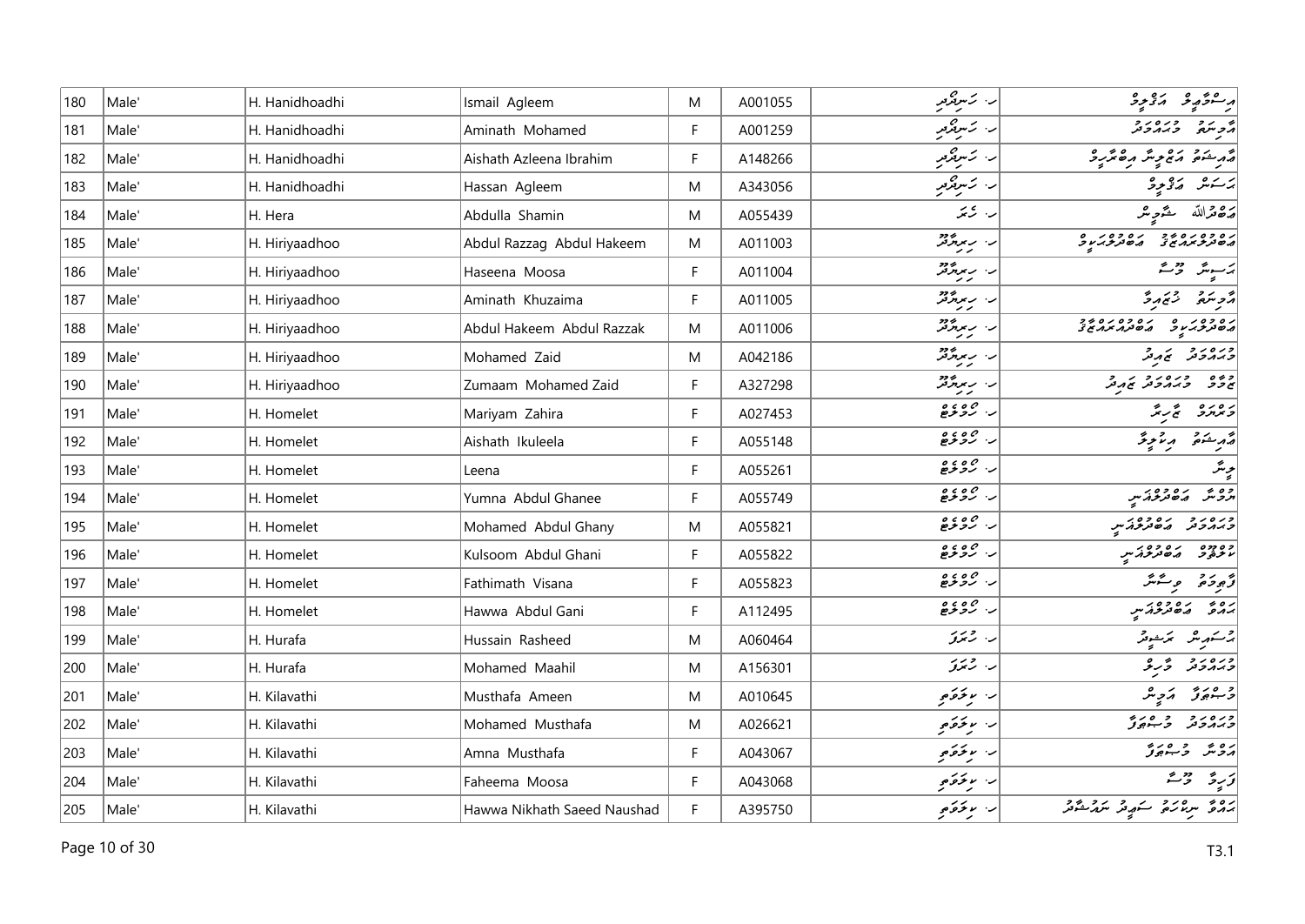| 180 | Male' | H. Hanidhoadhi | Ismail Agleem | M | A001055 | ހ. ހަނިދޯދި | އިސްމާޢީލް އަގްލީމް |
|---|---|---|---|---|---|---|---|
| 181 | Male' | H. Hanidhoadhi | Aminath Mohamed | F | A001259 | ހ. ހަނިދޯދި | އާމިނަތު މުޙައްމަދު |
| 182 | Male' | H. Hanidhoadhi | Aishath Azleena Ibrahim | F | A148266 | ހ. ހަނިދޯދި | ޢާއިޝަތު އަޒްލީނާ އިބްރާހީމް |
| 183 | Male' | H. Hanidhoadhi | Hassan Agleem | M | A343056 | ހ. ހަނިދޯދި | ހަސަން އަގްލީމް |
| 184 | Male' | H. Hera | Abdulla Shamin | M | A055439 | ހ. ހެރަ | އަބްދުالله ޝާމިން |
| 185 | Male' | H. Hiriyaadhoo | Abdul Razzag Abdul Hakeem | M | A011003 | ހ. ހިރިޔާދޫ | އަބްދުއްރައްޒާގު އަބްދުލްހަކީމް |
| 186 | Male' | H. Hiriyaadhoo | Haseena Moosa | F | A011004 | ހ. ހިރިޔާދޫ | ހަސީނާ މޫސާ |
| 187 | Male' | H. Hiriyaadhoo | Aminath Khuzaima | F | A011005 | ހ. ހިރިޔާދޫ | އާމިނަތު ޚުޒައިމާ |
| 188 | Male' | H. Hiriyaadhoo | Abdul Hakeem Abdul Razzak | M | A011006 | ހ. ހިރިޔާދޫ | އަބްދުލްހަކީމް އަބްދުއްރައްޒާގު |
| 189 | Male' | H. Hiriyaadhoo | Mohamed Zaid | M | A042186 | ހ. ހިރިޔާދޫ | މުޙައްމަދު ޒައިދު |
| 190 | Male' | H. Hiriyaadhoo | Zumaam Mohamed Zaid | F | A327298 | ހ. ހިރިޔާދޫ | ޒުމާމް މުޙައްމަދު ޒައިދު |
| 191 | Male' | H. Homelet | Mariyam Zahira | F | A027453 | ހ. ހޯމްލެޓް | މަރިޔަމް ޒާހިރާ |
| 192 | Male' | H. Homelet | Aishath Ikuleela | F | A055148 | ހ. ހޯމްލެޓް | ޢާއިޝަތު އިކުލީލާ |
| 193 | Male' | H. Homelet | Leena | F | A055261 | ހ. ހޯމްލެޓް | ލީނާ |
| 194 | Male' | H. Homelet | Yumna Abdul Ghanee | F | A055749 | ހ. ހޯމްލެޓް | ޔުމްނާ އަބްދުލްޣަނީ |
| 195 | Male' | H. Homelet | Mohamed Abdul Ghany | M | A055821 | ހ. ހޯމްލެޓް | މުޙައްމަދު އަބްދުލްޣަނީ |
| 196 | Male' | H. Homelet | Kulsoom Abdul Ghani | F | A055822 | ހ. ހޯމްލެޓް | ކުލްސޫމް އަބްދުލްޣަނީ |
| 197 | Male' | H. Homelet | Fathimath Visana | F | A055823 | ހ. ހޯމްލެޓް | ފާތިމަތު ވިސާނާ |
| 198 | Male' | H. Homelet | Hawwa Abdul Gani | F | A112495 | ހ. ހޯމްލެޓް | ހައްވާ އަބްދުލްޣަނީ |
| 199 | Male' | H. Hurafa | Hussain Rasheed | M | A060464 | ހ. ހުރަފާ | ހުސައިން ރަޝީދު |
| 200 | Male' | H. Hurafa | Mohamed Maahil | M | A156301 | ހ. ހުރަފާ | މުޙައްމަދު މާހިލް |
| 201 | Male' | H. Kilavathi | Musthafa Ameen | M | A010645 | ހ. ކިލަވަތި | މުސްތަފާ އަމީން |
| 202 | Male' | H. Kilavathi | Mohamed Musthafa | M | A026621 | ހ. ކިލަވަތި | މުޙައްމަދު މުސްތަފާ |
| 203 | Male' | H. Kilavathi | Amna Musthafa | F | A043067 | ހ. ކިލަވަތި | އަމްނާ މުސްތަފާ |
| 204 | Male' | H. Kilavathi | Faheema Moosa | F | A043068 | ހ. ކިލަވަތި | ފަހީމާ މޫސާ |
| 205 | Male' | H. Kilavathi | Hawwa Nikhath Saeed Naushad | F | A395750 | ހ. ކިލަވަތި | ހައްވާ ނިކްހަތު ސައީދު ނައުޝާދު |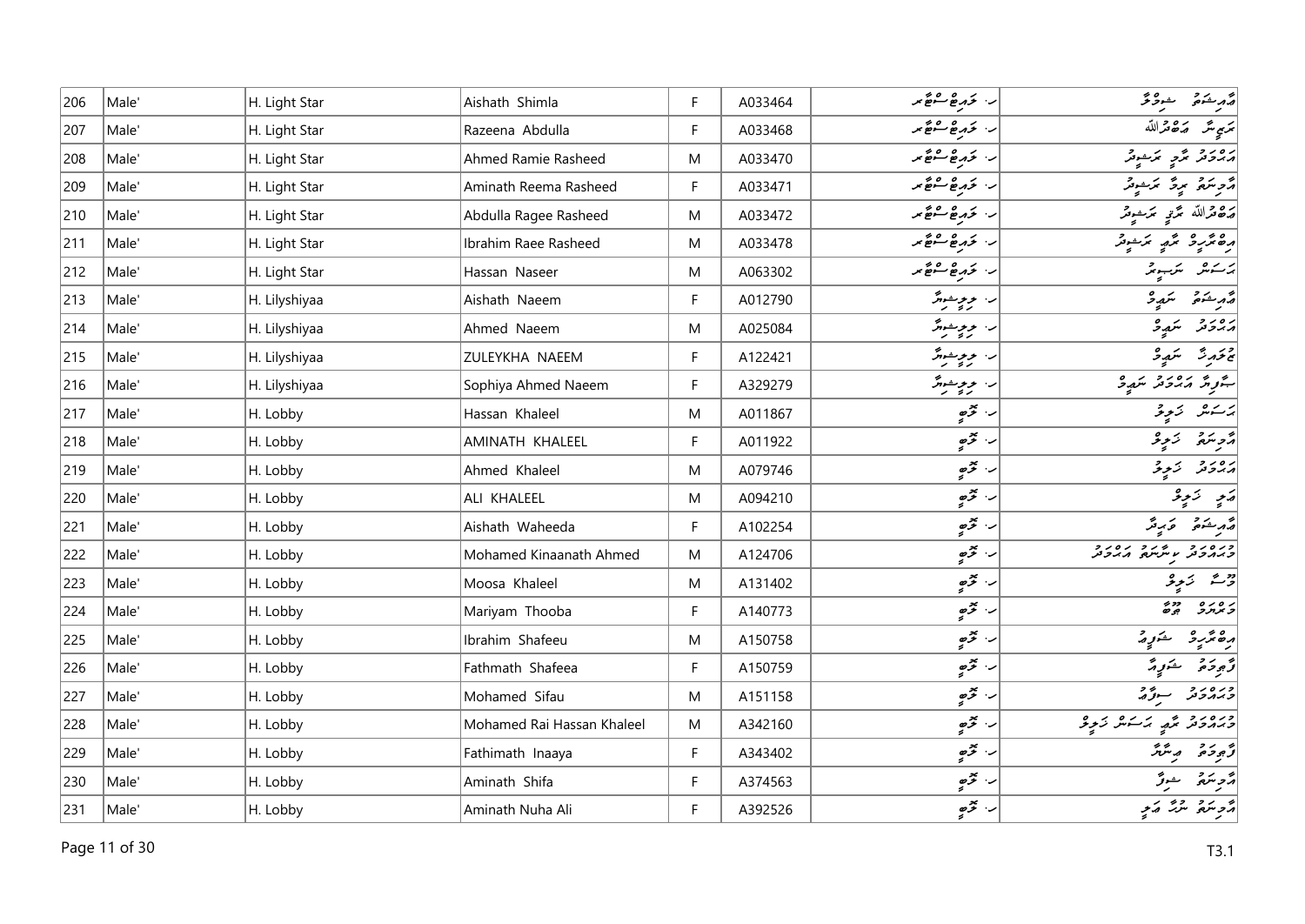| 206 | Male' | H. Light Star | Aishath Shimla | F | A033464 | ހ. ލައިޓްސްޓާރ | އައިޝަތު ޝިމްލާ |
|---|---|---|---|---|---|---|---|
| 207 | Male' | H. Light Star | Razeena Abdulla | F | A033468 | ހ. ލައިޓްސްޓާރ | ރަޒީނާ އަބްދުﷲ |
| 208 | Male' | H. Light Star | Ahmed Ramie Rasheed | M | A033470 | ހ. ލައިޓްސްޓާރ | އަޙްމަދު ރާމީ ރަޝީދު |
| 209 | Male' | H. Light Star | Aminath Reema Rasheed | F | A033471 | ހ. ލައިޓްސްޓާރ | އާމިނަތު ރީމާ ރަޝީދު |
| 210 | Male' | H. Light Star | Abdulla Ragee Rasheed | M | A033472 | ހ. ލައިޓްސްޓާރ | އަބްދުﷲ ރާޖީ ރަޝީދު |
| 211 | Male' | H. Light Star | Ibrahim Raee Rasheed | M | A033478 | ހ. ލައިޓްސްޓާރ | އިބްރާހީމް ރާއީ ރަޝީދު |
| 212 | Male' | H. Light Star | Hassan Naseer | M | A063302 | ހ. ލައިޓްސްޓާރ | ހަސަން ނަސީރު |
| 213 | Male' | H. Lilyshiyaa | Aishath Naeem | F | A012790 | ހ. ލިލީޝިޔާ | އައިޝަތު ނައީމް |
| 214 | Male' | H. Lilyshiyaa | Ahmed Naeem | M | A025084 | ހ. ލިލީޝިޔާ | އަޙްމަދު ނައީމް |
| 215 | Male' | H. Lilyshiyaa | ZULEYKHA NAEEM | F | A122421 | ހ. ލިލީޝިޔާ | ޒުލައިޚާ ނައީމް |
| 216 | Male' | H. Lilyshiyaa | Sophiya Ahmed Naeem | F | A329279 | ހ. ލިލީޝިޔާ | ސޯފިޔާ އަޙްމަދު ނައީމް |
| 217 | Male' | H. Lobby | Hassan Khaleel | M | A011867 | ހ. ލޮބީ | ހަސަން ޚަލީލް |
| 218 | Male' | H. Lobby | AMINATH KHALEEL | F | A011922 | ހ. ލޮބީ | އާމިނަތު ޚަލީލް |
| 219 | Male' | H. Lobby | Ahmed Khaleel | M | A079746 | ހ. ލޮބީ | އަޙްމަދު ޚަލީލް |
| 220 | Male' | H. Lobby | ALI KHALEEL | M | A094210 | ހ. ލޮބީ | އަލި ޚަލީލް |
| 221 | Male' | H. Lobby | Aishath Waheeda | F | A102254 | ހ. ލޮބީ | އައިޝަތު ވަޙީދާ |
| 222 | Male' | H. Lobby | Mohamed Kinaanath Ahmed | M | A124706 | ހ. ލޮބީ | މުޙައްމަދު ކިނާނަތު އަޙްމަދު |
| 223 | Male' | H. Lobby | Moosa Khaleel | M | A131402 | ހ. ލޮބީ | މޫސާ ޚަލީލް |
| 224 | Male' | H. Lobby | Mariyam Thooba | F | A140773 | ހ. ލޮބީ | މަރިޔަމް ތޫބާ |
| 225 | Male' | H. Lobby | Ibrahim Shafeeu | M | A150758 | ހ. ލޮބީ | އިބްރާހީމް ޝަފީއު |
| 226 | Male' | H. Lobby | Fathmath Shafeea | F | A150759 | ހ. ލޮބީ | ފާތިމަތު ޝަފީއާ |
| 227 | Male' | H. Lobby | Mohamed Sifau | M | A151158 | ހ. ލޮބީ | މުޙައްމަދު ސިފާއު |
| 228 | Male' | H. Lobby | Mohamed Rai Hassan Khaleel | M | A342160 | ހ. ލޮބީ | މުޙައްމަދު ރާއި ހަސަން ޚަލީލް |
| 229 | Male' | H. Lobby | Fathimath Inaaya | F | A343402 | ހ. ލޮބީ | ފާތިމަތު އިނާޔާ |
| 230 | Male' | H. Lobby | Aminath Shifa | F | A374563 | ހ. ލޮބީ | އާމިނަތު ޝިފާ |
| 231 | Male' | H. Lobby | Aminath Nuha Ali | F | A392526 | ހ. ލޮބީ | އާމިނަތު ނުހާ އަލި |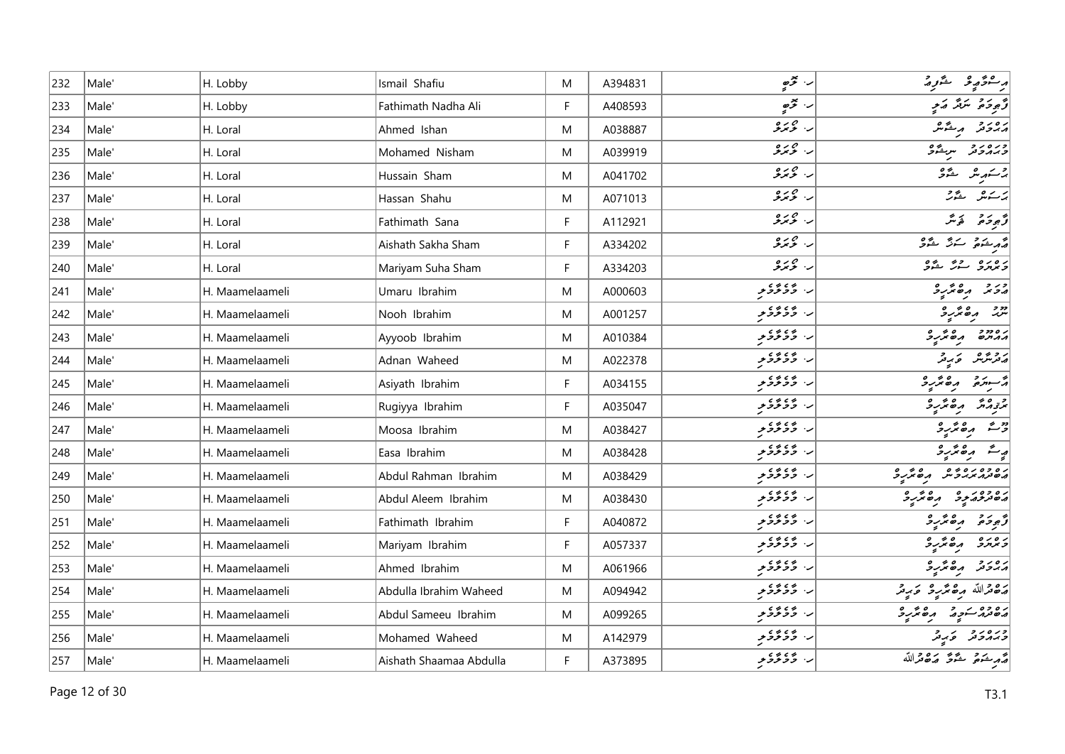| 232 | Male' | H. Lobby | Ismail Shafiu | M | A394831 | ر. محرَّمِ | مرسىۋرپۇ شۇرۇ |
|---|---|---|---|---|---|---|---|
| 233 | Male' | H. Lobby | Fathimath Nadha Ali | F | A408593 | ر. محرَّمِ | ۋەۋەۋ سرىر ەكمىي |
| 234 | Male' | H. Loral | Ahmed Ishan | M | A038887 | ر. محرىرى | ەبرى ەرشەش |
| 235 | Male' | H. Loral | Mohamed Nisham | M | A039919 | ر. محرىرى | ۋىرەۋىر سرىشۇ |
| 236 | Male' | H. Loral | Hussain Sham | M | A041702 | ر. محرىرى | بەسەرىر شۇ |
| 237 | Male' | H. Loral | Hassan Shahu | M | A071013 | ر. محرىرى | بەسەش شۇر |
| 238 | Male' | H. Loral | Fathimath Sana | F | A112921 | ر. محرىرى | ۋەۋەۋ ۋىش |
| 239 | Male' | H. Loral | Aishath Sakha Sham | F | A334202 | ر. محرىرى | ەمرشەۋ سەر شۇ |
| 240 | Male' | H. Loral | Mariyam Suha Sham | F | A334203 | ر. محرىرى | ۋىرىرۋ سەر شۇ |
| 241 | Male' | H. Maamelaameli | Umaru Ibrahim | M | A000603 | ر. ۋۋۋۋۋ | ەۋىر ەھىرىۋ |
| 242 | Male' | H. Maamelaameli | Nooh Ibrahim | M | A001257 | ر. ۋۋۋۋۋ | سر ەھىرىۋ |
| 243 | Male' | H. Maamelaameli | Ayyoob Ibrahim | M | A010384 | ر. ۋۋۋۋۋ | ەەەھ ەھىرىۋ |
| 244 | Male' | H. Maamelaameli | Adnan Waheed | M | A022378 | ر. ۋۋۋۋۋ | ەترسرىر ۋېرىر |
| 245 | Male' | H. Maamelaameli | Asiyath Ibrahim | F | A034155 | ر. ۋۋۋۋۋ | ەسەۋ ەھىرىۋ |
| 246 | Male' | H. Maamelaameli | Rugiyya Ibrahim | F | A035047 | ر. ۋۋۋۋۋ | ىرۋەر ەھىرىۋ |
| 247 | Male' | H. Maamelaameli | Moosa Ibrahim | M | A038427 | ر. ۋۋۋۋۋ | ۋسە ەھىرىۋ |
| 248 | Male' | H. Maamelaameli | Easa Ibrahim | M | A038428 | ر. ۋۋۋۋۋ | ەپسە ەھىرىۋ |
| 249 | Male' | H. Maamelaameli | Abdul Rahman Ibrahim | M | A038429 | ر. ۋۋۋۋۋ | ەھىرەبرەۋش ەھىرىۋ |
| 250 | Male' | H. Maamelaameli | Abdul Aleem Ibrahim | M | A038430 | ر. ۋۋۋۋۋ | ەھىرەۋۋ ەھىرىۋ |
| 251 | Male' | H. Maamelaameli | Fathimath Ibrahim | F | A040872 | ر. ۋۋۋۋۋ | ۋەۋەۋ ەھىرىۋ |
| 252 | Male' | H. Maamelaameli | Mariyam Ibrahim | F | A057337 | ر. ۋۋۋۋۋ | ۋىرىرۋ ەھىرىۋ |
| 253 | Male' | H. Maamelaameli | Ahmed Ibrahim | M | A061966 | ر. ۋۋۋۋۋ | ەبرى ەھىرىۋ |
| 254 | Male' | H. Maamelaameli | Abdulla Ibrahim Waheed | M | A094942 | ر. ۋۋۋۋۋ | ەھەراللە ەھىرىۋ ۋېرىر |
| 255 | Male' | H. Maamelaameli | Abdul Sameeu Ibrahim | M | A099265 | ر. ۋۋۋۋۋ | ەھىرەسەۋە ەھىرىۋ |
| 256 | Male' | H. Maamelaameli | Mohamed Waheed | M | A142979 | ر. ۋۋۋۋۋ | ۋىرەۋىر ۋېرىر |
| 257 | Male' | H. Maamelaameli | Aishath Shaamaa Abdulla | F | A373895 | ر. ۋۋۋۋۋ | ەمرشەۋ شۇۋ ەھەراللە |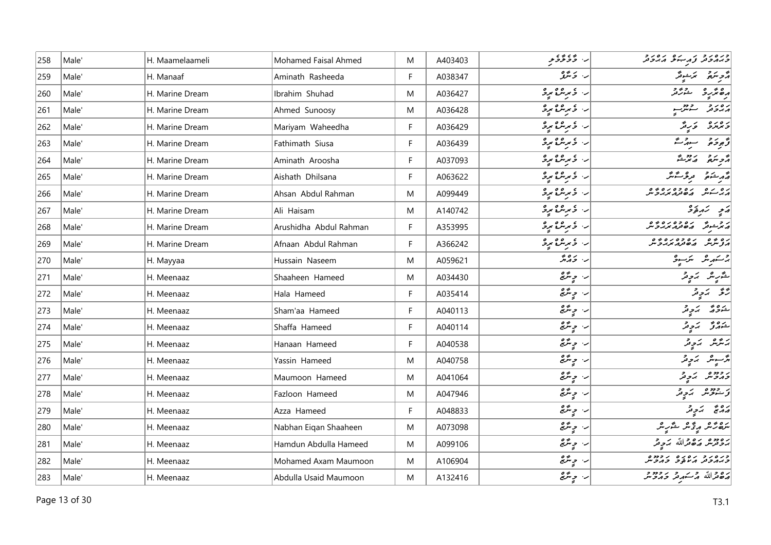| 258 | Male' | H. Maamelaameli | Mohamed Faisal Ahmed | M | A403403 | ހ. މާމެލާމެލި | މުޙައްމަދު ފައިސަލް އަޙްމަދު |
|---|---|---|---|---|---|---|---|
| 259 | Male' | H. Manaaf | Aminath Rasheeda | F | A038347 | ހ. މަނާފް | އާމިނަތު ރަޝީދާ |
| 260 | Male' | H. Marine Dream | Ibrahim Shuhad | M | A036427 | ހ. މެރިންޑްރީމް | އިބްރާހީމް ޝުހާދު |
| 261 | Male' | H. Marine Dream | Ahmed Sunoosy | M | A036428 | ހ. މެރިންޑްރީމް | އަޙްމަދު ސުނޫސީ |
| 262 | Male' | H. Marine Dream | Mariyam Waheedha | F | A036429 | ހ. މެރިންޑްރީމް | މަރިޔަމް ވަޙީދާ |
| 263 | Male' | H. Marine Dream | Fathimath Siusa | F | A036439 | ހ. މެރިންޑްރީމް | ފާތިމަތު ސިއުސާ |
| 264 | Male' | H. Marine Dream | Aminath Aroosha | F | A037093 | ހ. މެރިންޑްރީމް | އާމިނަތު އަރޫޝާ |
| 265 | Male' | H. Marine Dream | Aishath Dhilsana | F | A063622 | ހ. މެރިންޑްރީމް | އާއިޝަތު ދިލްސާނާ |
| 266 | Male' | H. Marine Dream | Ahsan Abdul Rahman | M | A099449 | ހ. މެރިންޑްރީމް | އަޙްސަން އަބްދުއްރަޙްމާން |
| 267 | Male' | H. Marine Dream | Ali Haisam | M | A140742 | ހ. މެރިންޑްރީމް | އަލި ހައިސަމް |
| 268 | Male' | H. Marine Dream | Arushidha Abdul Rahman | F | A353995 | ހ. މެރިންޑްރީމް | އަރުޝިދާ އަބްދުއްރަޙްމާން |
| 269 | Male' | H. Marine Dream | Afnaan Abdul Rahman | F | A366242 | ހ. މެރިންޑްރީމް | އަފްނާން އަބްދުއްރަޙްމާން |
| 270 | Male' | H. Mayyaa | Hussain Naseem | M | A059621 | ހ. މައްޔާ | ޙުސައިން ނަސީމް |
| 271 | Male' | H. Meenaaz | Shaaheen Hameed | M | A034430 | ހ. މީނާޒް | ޝާހީން ޙަމީދު |
| 272 | Male' | H. Meenaaz | Hala Hameed | F | A035414 | ހ. މީނާޒް | ހާލާ ޙަމީދު |
| 273 | Male' | H. Meenaaz | Sham'aa Hameed | F | A040113 | ހ. މީނާޒް | ޝަމްއާ ޙަމީދު |
| 274 | Male' | H. Meenaaz | Shaffa Hameed | F | A040114 | ހ. މީނާޒް | ޝައްފާ ޙަމީދު |
| 275 | Male' | H. Meenaaz | Hanaan Hameed | F | A040538 | ހ. މީނާޒް | ހަނާން ޙަމީދު |
| 276 | Male' | H. Meenaaz | Yassin Hameed | M | A040758 | ހ. މީނާޒް | ޔާސީން ޙަމީދު |
| 277 | Male' | H. Meenaaz | Maumoon Hameed | M | A041064 | ހ. މީނާޒް | މައުމޫން ޙަމީދު |
| 278 | Male' | H. Meenaaz | Fazloon Hameed | M | A047946 | ހ. މީނާޒް | ފަޟްލޫން ޙަމީދު |
| 279 | Male' | H. Meenaaz | Azza Hameed | F | A048833 | ހ. މީނާޒް | އައްޒާ ޙަމީދު |
| 280 | Male' | H. Meenaaz | Nabhan Eiqan Shaaheen | M | A073098 | ހ. މީނާޒް | ނަބްހާން އީޤާން ޝާހީން |
| 281 | Male' | H. Meenaaz | Hamdun Abdulla Hameed | M | A099106 | ހ. މީނާޒް | ޙަމްދޫން އަބްދުﷲ ޙަމީދު |
| 282 | Male' | H. Meenaaz | Mohamed Axam Maumoon | M | A106904 | ހ. މީނާޒް | މުޙައްމަދު އަކްޒަމް މައުމޫން |
| 283 | Male' | H. Meenaaz | Abdulla Usaid Maumoon | M | A132416 | ހ. މީނާޒް | އަބްދުﷲ އުސައިދު މައުމޫން |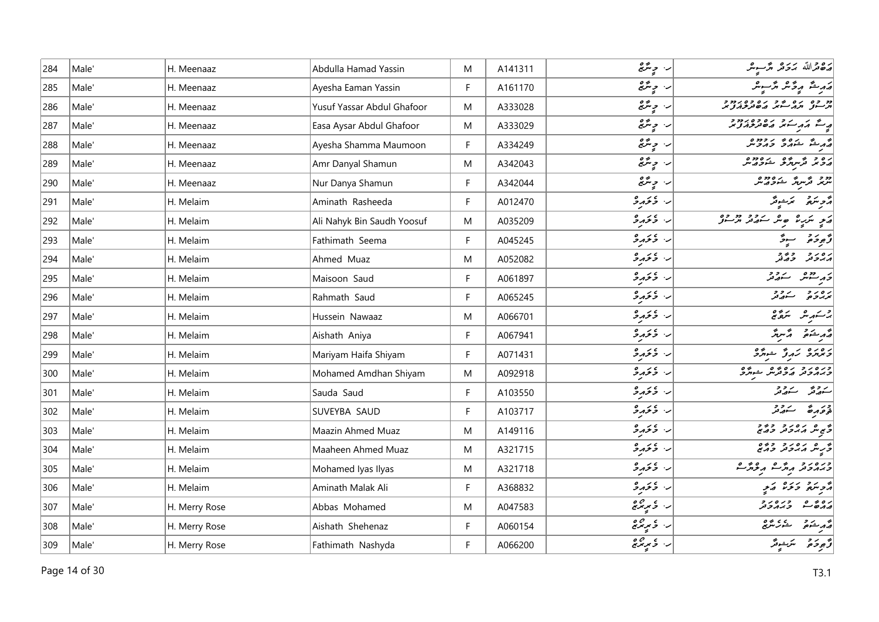| 284 | Male' | H. Meenaaz | Abdulla Hamad Yassin | M | A141311 | ހ. މީނާޒް | އަބްދުﷲ ހަމަދު ޔާސީން |
|---|---|---|---|---|---|---|---|
| 285 | Male' | H. Meenaaz | Ayesha Eaman Yassin | F | A161170 | ހ. މީނާޒް | އައިޝާ އީމާން ޔާސީން |
| 286 | Male' | H. Meenaaz | Yusuf Yassar Abdul Ghafoor | M | A333028 | ހ. މީނާޒް | ޔޫސުފް ޔައްސާރު އަބްދުލްޣަފޫރު |
| 287 | Male' | H. Meenaaz | Easa Aysar Abdul Ghafoor | M | A333029 | ހ. މީނާޒް | ޢީސާ އައިސަރު އަބްދުލްޣަފޫރު |
| 288 | Male' | H. Meenaaz | Ayesha Shamma Maumoon | F | A334249 | ހ. މީނާޒް | އައިޝާ ޝައްމާ މައުމޫން |
| 289 | Male' | H. Meenaaz | Amr Danyal Shamun | M | A342043 | ހ. މީނާޒް | އަމްރު ދާނިޔާލް ޝަމްޢޫން |
| 290 | Male' | H. Meenaaz | Nur Danya Shamun | F | A342044 | ހ. މީނާޒް | ނޫރު ދާނިޔާ ޝަމްޢޫން |
| 291 | Male' | H. Melaim | Aminath Rasheeda | F | A012470 | ހ. މެލައިމް | އާމިނަތު ރަޝީދާ |
| 292 | Male' | H. Melaim | Ali Nahyk Bin Saudh Yoosuf | M | A035209 | ހ. މެލައިމް | ޢަލީ ނަހީކް ބިން ސައުދު ޔޫސުފް |
| 293 | Male' | H. Melaim | Fathimath Seema | F | A045245 | ހ. މެލައިމް | ފާތިމަތު ސީމާ |
| 294 | Male' | H. Melaim | Ahmed Muaz | M | A052082 | ހ. މެލައިމް | އަޙްމަދު މުޢާޛު |
| 295 | Male' | H. Melaim | Maisoon Saud | F | A061897 | ހ. މެލައިމް | މައިސޫން ސައުދު |
| 296 | Male' | H. Melaim | Rahmath Saud | F | A065245 | ހ. މެލައިމް | ރަޙްމަތު ސައުދު |
| 297 | Male' | H. Melaim | Hussein Nawaaz | M | A066701 | ހ. މެލައިމް | ހުސައިން ނަވާޒު |
| 298 | Male' | H. Melaim | Aishath Aniya | F | A067941 | ހ. މެލައިމް | އާއިޝަތު އާނިޔާ |
| 299 | Male' | H. Melaim | Mariyam Haifa Shiyam | F | A071431 | ހ. މެލައިމް | މަރިޔަމް ހައިފާ ޝިޔާމް |
| 300 | Male' | H. Melaim | Mohamed Amdhan Shiyam | M | A092918 | ހ. މެލައިމް | މުޙައްމަދު އައްމްދާން ޝިޔާމް |
| 301 | Male' | H. Melaim | Sauda Saud | F | A103550 | ހ. މެލައިމް | ސައުދާ ސައުދު |
| 302 | Male' | H. Melaim | SUVEYBA SAUD | F | A103717 | ހ. މެލައިމް | ޝުވައިބާ ސައުދު |
| 303 | Male' | H. Melaim | Maazin Ahmed Muaz | M | A149116 | ހ. މެލައިމް | މާޒިން އަޙްމަދު މުޢާޛު |
| 304 | Male' | H. Melaim | Maaheen Ahmed Muaz | M | A321715 | ހ. މެލައިމް | މާހީން އަޙްމަދު މުޢާޛު |
| 305 | Male' | H. Melaim | Mohamed Iyas Ilyas | M | A321718 | ހ. މެލައިމް | މުޙައްމަދު އިޔާސް އިލްޔާސް |
| 306 | Male' | H. Melaim | Aminath Malak Ali | F | A368832 | ހ. މެލައިމް | އާމިނަތު މަލަކް ޢަލީ |
| 307 | Male' | H. Merry Rose | Abbas Mohamed | M | A047583 | ހ. މެރީރޯޒް | އައްބާސް މުޙައްމަދު |
| 308 | Male' | H. Merry Rose | Aishath Shehenaz | F | A060154 | ހ. މެރީރޯޒް | އާއިޝަތު ޝެހެނާޒް |
| 309 | Male' | H. Merry Rose | Fathimath Nashyda | F | A066200 | ހ. މެރީރޯޒް | ފާތިމަތު ނަޝީދާ |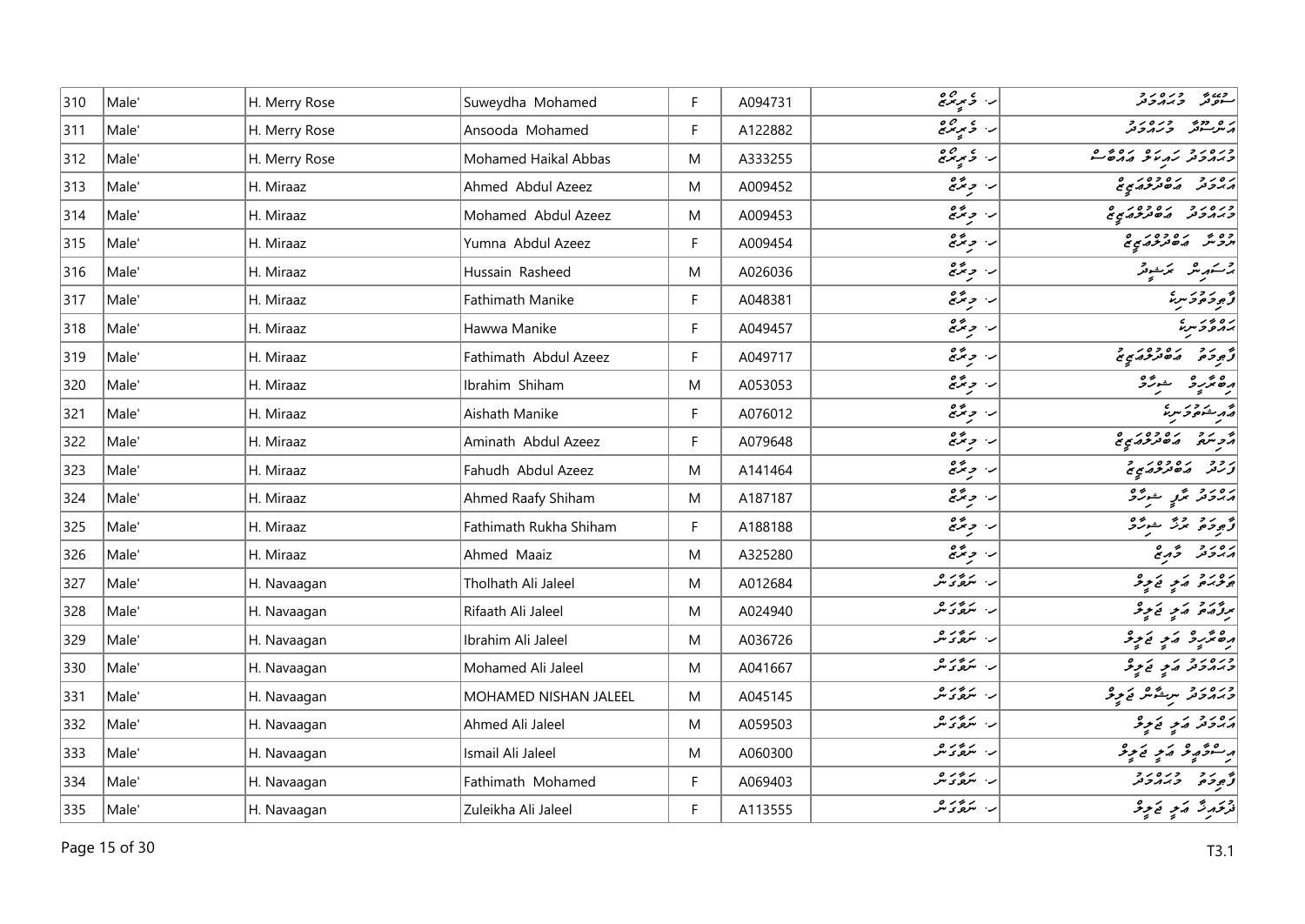| 310 | Male' | H. Merry Rose | Suweydha Mohamed | F | A094731 | ހ. މެރީރޯޒް | ސުވޭދާ މުހައްމަދު |
|---|---|---|---|---|---|---|---|
| 311 | Male' | H. Merry Rose | Ansooda Mohamed | F | A122882 | ހ. މެރީރޯޒް | އަންސޫދާ މުހައްމަދު |
| 312 | Male' | H. Merry Rose | Mohamed Haikal Abbas | M | A333255 | ހ. މެރީރޯޒް | މުހައްމަދު ހައިކަލް އައްބާސް |
| 313 | Male' | H. Miraaz | Ahmed Abdul Azeez | M | A009452 | ހ. މިރާޒް | އަހުމަދު އަބްދުލްއަޒީޒް |
| 314 | Male' | H. Miraaz | Mohamed Abdul Azeez | M | A009453 | ހ. މިރާޒް | މުހައްމަދު އަބްދުލްއަޒީޒް |
| 315 | Male' | H. Miraaz | Yumna Abdul Azeez | F | A009454 | ހ. މިރާޒް | ޔުމްނާ އަބްދުލްއަޒީޒް |
| 316 | Male' | H. Miraaz | Hussain Rasheed | M | A026036 | ހ. މިރާޒް | ހުސައިން ރަޝީދު |
| 317 | Male' | H. Miraaz | Fathimath Manike | F | A048381 | ހ. މިރާޒް | ފާތިމަތުމަނިކެ |
| 318 | Male' | H. Miraaz | Hawwa Manike | F | A049457 | ހ. މިރާޒް | ހައްވާމަނިކެ |
| 319 | Male' | H. Miraaz | Fathimath Abdul Azeez | F | A049717 | ހ. މިރާޒް | ފާތިމަތު އަބްދުލްއަޒީޒު |
| 320 | Male' | H. Miraaz | Ibrahim Shiham | M | A053053 | ހ. މިރާޒް | އިބްރާހިމް ޝިހާމް |
| 321 | Male' | H. Miraaz | Aishath Manike | F | A076012 | ހ. މިރާޒް | އާއިޝަތުމަނިކެ |
| 322 | Male' | H. Miraaz | Aminath Abdul Azeez | F | A079648 | ހ. މިރާޒް | އާމިނަތު އަބްދުލްއަޒީޒް |
| 323 | Male' | H. Miraaz | Fahudh Abdul Azeez | M | A141464 | ހ. މިރާޒް | ފަހުދު އަބްދުލްއަޒީޒު |
| 324 | Male' | H. Miraaz | Ahmed Raafy Shiham | M | A187187 | ހ. މިރާޒް | އަހުމަދު ރާފީ ޝިހާމް |
| 325 | Male' | H. Miraaz | Fathimath Rukha Shiham | F | A188188 | ހ. މިރާޒް | ފާތިމަތު ރުހާ ޝިހާމް |
| 326 | Male' | H. Miraaz | Ahmed Maaiz | M | A325280 | ހ. މިރާޒް | އަހުމަދު މާއިޒް |
| 327 | Male' | H. Navaagan | Tholhath Ali Jaleel | M | A012684 | ހ. ނަވާގަން | ތޮޅަތު އަލި ޖަލީލް |
| 328 | Male' | H. Navaagan | Rifaath Ali Jaleel | M | A024940 | ހ. ނަވާގަން | ރިފްއަތު އަލި ޖަލީލް |
| 329 | Male' | H. Navaagan | Ibrahim Ali Jaleel | M | A036726 | ހ. ނަވާގަން | އިބްރާހިމް އަލި ޖަލީލް |
| 330 | Male' | H. Navaagan | Mohamed Ali Jaleel | M | A041667 | ހ. ނަވާގަން | މުހައްމަދު އަލި ޖަލީލް |
| 331 | Male' | H. Navaagan | MOHAMED NISHAN JALEEL | M | A045145 | ހ. ނަވާގަން | މުހައްމަދު ނިޝާން ޖަލީލް |
| 332 | Male' | H. Navaagan | Ahmed Ali Jaleel | M | A059503 | ހ. ނަވާގަން | އަހުމަދު އަލި ޖަލީލް |
| 333 | Male' | H. Navaagan | Ismail Ali Jaleel | M | A060300 | ހ. ނަވާގަން | އިސްމާއީލް އަލި ޖަލީލް |
| 334 | Male' | H. Navaagan | Fathimath Mohamed | F | A069403 | ހ. ނަވާގަން | ފާތިމަތު މުހައްމަދު |
| 335 | Male' | H. Navaagan | Zuleikha Ali Jaleel | F | A113555 | ހ. ނަވާގަން | ޒުލައިޚާ އަލި ޖަލީލް |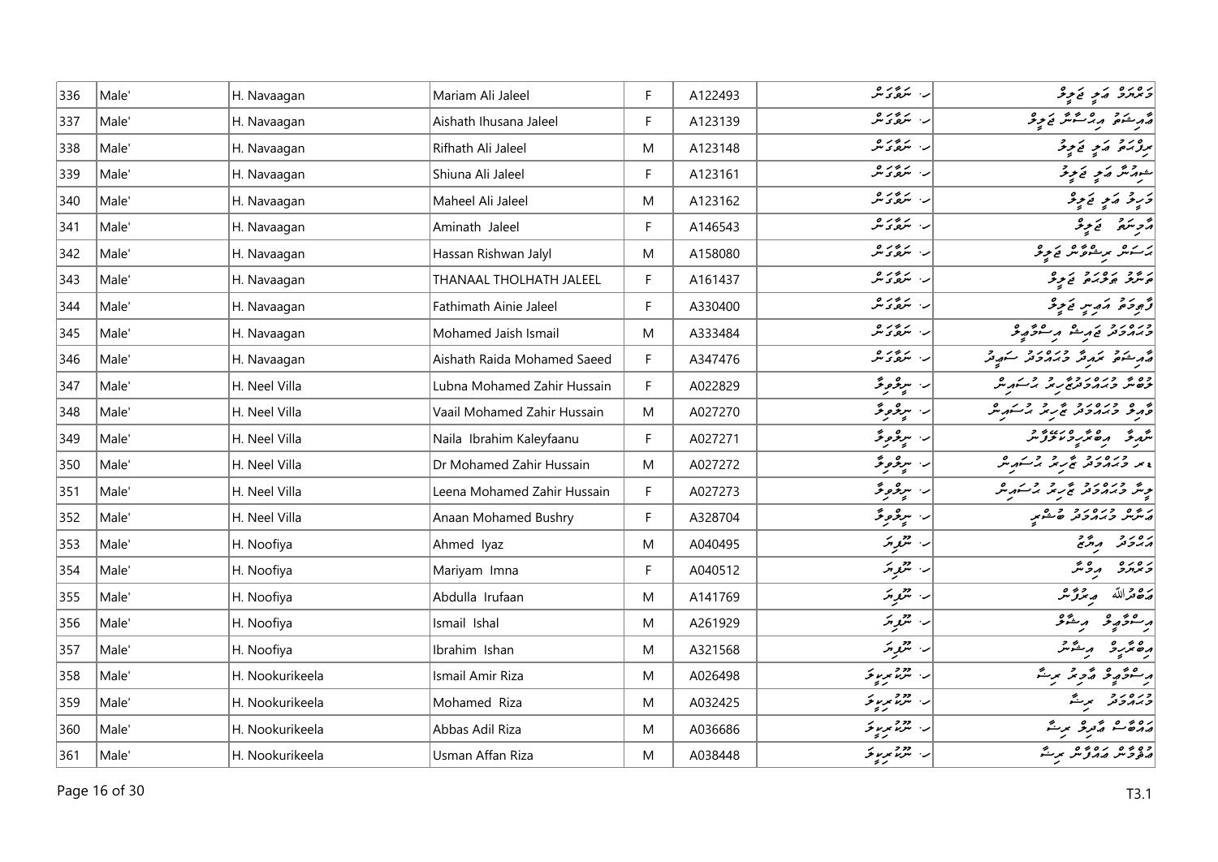| 336 | Male' | H. Navaagan | Mariam Ali Jaleel | F | A122493 | ر. سَرَوَّدَسْ | وَيُرْمَرُوْ رَيْ يَ وِوْ |
|---|---|---|---|---|---|---|---|
| 337 | Male' | H. Navaagan | Aishath Ihusana Jaleel | F | A123139 | ر. سَرَوَّدَسْ | مَّ رِ شَوَمْ رِ رُ شَرْ يَ وِوْ |
| 338 | Male' | H. Navaagan | Rifhath Ali Jaleel | M | A123148 | ر. سَرَوَّدَسْ | بِرْوْ رَوْ رَيْ يَ وِوْ |
| 339 | Male' | H. Navaagan | Shiuna Ali Jaleel | F | A123161 | ر. سَرَوَّدَسْ | شِوْرُسْ رَيْ يَ وِوْ |
| 340 | Male' | H. Navaagan | Maheel Ali Jaleel | M | A123162 | ر. سَرَوَّدَسْ | دَرِوْ رَيْ يَ وِوْ |
| 341 | Male' | H. Navaagan | Aminath Jaleel | F | A146543 | ر. سَرَوَّدَسْ | مَّ وِ سَرَوْ يَ وِوْ |
| 342 | Male' | H. Navaagan | Hassan Rishwan Jalyl | M | A158080 | ر. سَرَوَّدَسْ | بَرْ سَرْ بِرِ شْ وَّ سْ يَ وِوْ |
| 343 | Male' | H. Navaagan | THANAAL THOLHATH JALEEL | F | A161437 | ر. سَرَوَّدَسْ | مَ سَّرْ وْ مَ وْ رَ وْ يَ وِوْ |
| 344 | Male' | H. Navaagan | Fathimath Ainie Jaleel | F | A330400 | ر. سَرَوَّدَسْ | وَّ وِ دَ وْ مَ رِ سِ يَ وِوْ |
| 345 | Male' | H. Navaagan | Mohamed Jaish Ismail | M | A333484 | ر. سَرَوَّدَسْ | وُ بَرَ مْ دَ وْ يَ رِ شْ رِ سْ وَّ رِ وْ |
| 346 | Male' | H. Navaagan | Aishath Raida Mohamed Saeed | F | A347476 | ر. سَرَوَّدَسْ | مَّ رِ شَ وْ بَرَ رِ مَرْ وُ بَرَ مْ دَ وْ سَ رِ مْ |
| 347 | Male' | H. Neel Villa | Lubna Mohamed Zahir Hussain | F | A022829 | ر. سِرِ وْ وِ وَّ | وُ صْ سَّرْ وُ بَرَ مْ دَ وْ يُّ رِ بُرْ بُرْ سَ رِ سْ |
| 348 | Male' | H. Neel Villa | Vaail Mohamed Zahir Hussain | M | A027270 | ر. سِرِ وْ وِ وَّ | وَّ رِ وْ وُ بَرَ مْ دَ وْ يُّ رِ بُرْ بُرْ سَ رِ سْ |
| 349 | Male' | H. Neel Villa | Naila Ibrahim Kaleyfaanu | F | A027271 | ر. سِرِ وْ وِ وَّ | سَّرِ وَّ رِ صْ بَرْ رِ وْ مَ وَ وَّ سْ |
| 350 | Male' | H. Neel Villa | Dr Mohamed Zahir Hussain | M | A027272 | ر. سِرِ وْ وِ وَّ | ءِ سْ وُ بَرَ مْ دَ وْ يُّ رِ بُرْ بُرْ سَ رِ سْ |
| 351 | Male' | H. Neel Villa | Leena Mohamed Zahir Hussain | F | A027273 | ر. سِرِ وْ وِ وَّ | وِ سَّرْ وُ بَرَ مْ دَ وْ يُّ رِ بُرْ بُرْ سَ رِ سْ |
| 352 | Male' | H. Neel Villa | Anaan Mohamed Bushry | F | A328704 | ر. سِرِ وْ وِ وَّ | مَ سَّرْ سْ وُ بَرَ مْ دَ وْ صْ شْ بِرِ |
| 353 | Male' | H. Noofiya | Ahmed Iyaz | M | A040495 | ر. سْرُوِ مَرْ | مَ بْرْ دَ وْ رِ مَّرْ يْ |
| 354 | Male' | H. Noofiya | Mariyam Imna | F | A040512 | ر. سْرُوِ مَرْ | وَ بْرْ مَرْ وْ رِ وْ سَّرْ |
| 355 | Male' | H. Noofiya | Abdulla Irufaan | M | A141769 | ر. سْرُوِ مَرْ | مَ صْ وَرْ اللّه رِ بْرْ وَّ سْ |
| 356 | Male' | H. Noofiya | Ismail Ishal | M | A261929 | ر. سْرُوِ مَرْ | رِ سْ وَّ رِ وْ رِ شَّ وْ |
| 357 | Male' | H. Noofiya | Ibrahim Ishan | M | A321568 | ر. سْرُوِ مَرْ | رِ صْ بَرْ رِ وْ رِ شَّ سْ |
| 358 | Male' | H. Nookurikeela | Ismail Amir Riza | M | A026498 | ر. سْرْ رْ بِرِ رِ وَ | رِ سْ وَّ رِ وْ مَّ وِ بْرْ بِرِ سَّ |
| 359 | Male' | H. Nookurikeela | Mohamed Riza | M | A032425 | ر. سْرْ رْ بِرِ رِ وَ | وُ بَرَ مْ دَ وْ بِرِ سَّ |
| 360 | Male' | H. Nookurikeela | Abbas Adil Riza | M | A036686 | ر. سْرْ رْ بِرِ رِ وَ | مَ مْ صَّ سْ مَّ بِرِ وْ بِرِ سَّ |
| 361 | Male' | H. Nookurikeela | Usman Affan Riza | M | A038448 | ر. سْرْ رْ بِرِ رِ وَ | مْ صْ وَّ سْ مَ مْ وَّ سْ بِرِ سَّ |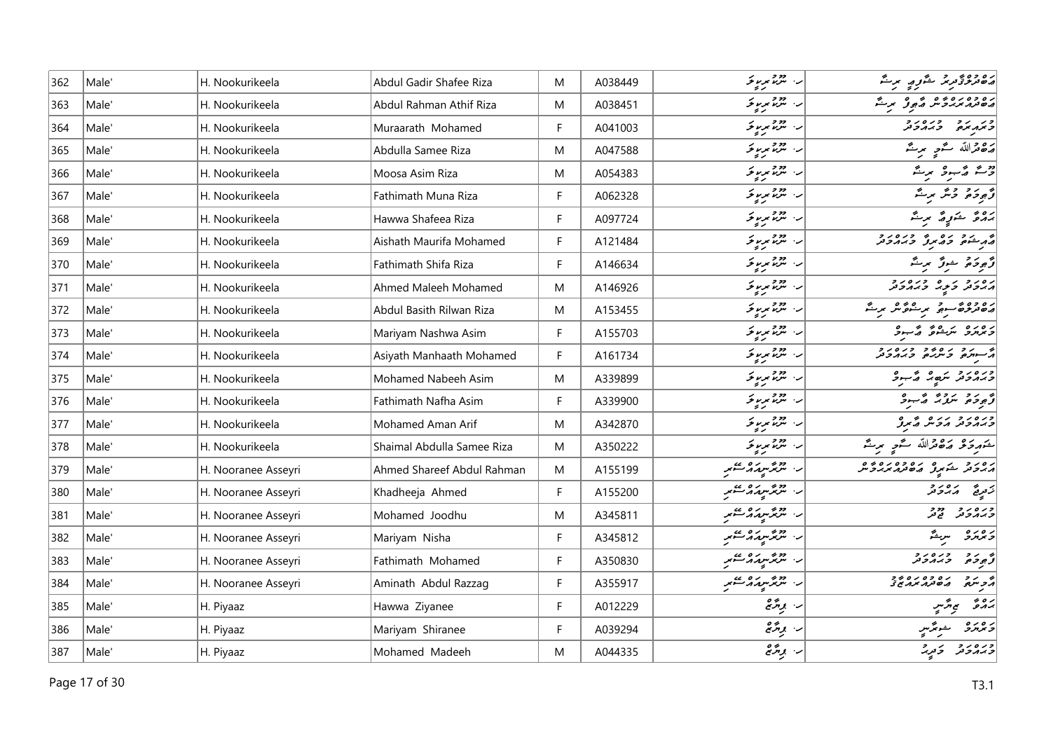| 362 | Male' | H. Nookurikeela | Abdul Gadir Shafee Riza | M | A038449 | ހ. ނޫކުރިކީލާ | އަބްދުލްޤާދިރު ޝާފީ ރިޟާ |
|---|---|---|---|---|---|---|---|
| 363 | Male' | H. Nookurikeela | Abdul Rahman Athif Riza | M | A038451 | ހ. ނޫކުރިކީލާ | އަބްދުއްރަޙްމާން އާތިފް ރިޟާ |
| 364 | Male' | H. Nookurikeela | Muraarath Mohamed | F | A041003 | ހ. ނޫކުރިކީލާ | މުރާރަތް މުޙައްމަދު |
| 365 | Male' | H. Nookurikeela | Abdulla Samee Riza | M | A047588 | ހ. ނޫކުރިކީލާ | އަބްދުﷲ ސަމީ ރިޟާ |
| 366 | Male' | H. Nookurikeela | Moosa Asim Riza | M | A054383 | ހ. ނޫކުރިކީލާ | މޫސާ އާސިމް ރިޟާ |
| 367 | Male' | H. Nookurikeela | Fathimath Muna Riza | F | A062328 | ހ. ނޫކުރިކީލާ | ފާތިމަތު މުނާ ރިޟާ |
| 368 | Male' | H. Nookurikeela | Hawwa Shafeea Riza | F | A097724 | ހ. ނޫކުރިކީލާ | ހައްވާ ޝަފީޢާ ރިޟާ |
| 369 | Male' | H. Nookurikeela | Aishath Maurifa Mohamed | F | A121484 | ހ. ނޫކުރިކީލާ | އައިޝަތު މައުރިފާ މުޙައްމަދު |
| 370 | Male' | H. Nookurikeela | Fathimath Shifa Riza | F | A146634 | ހ. ނޫކުރިކީލާ | ފާތިމަތު ޝިފާ ރިޟާ |
| 371 | Male' | H. Nookurikeela | Ahmed Maleeh Mohamed | M | A146926 | ހ. ނޫކުރިކީލާ | އަޙްމަދު މަލީހް މުޙައްމަދު |
| 372 | Male' | H. Nookurikeela | Abdul Basith Rilwan Riza | M | A153455 | ހ. ނޫކުރިކީލާ | އަބްދުލްބާސިތު ރިލްވާން ރިޟާ |
| 373 | Male' | H. Nookurikeela | Mariyam Nashwa Asim | F | A155703 | ހ. ނޫކުރިކީލާ | މަރިޔަމް ނަޝްވާ އާސިމް |
| 374 | Male' | H. Nookurikeela | Asiyath Manhaath Mohamed | F | A161734 | ހ. ނޫކުރިކީލާ | އާސިޔަތު މަންހާތު މުޙައްމަދު |
| 375 | Male' | H. Nookurikeela | Mohamed Nabeeh Asim | M | A339899 | ހ. ނޫކުރިކީލާ | މުޙައްމަދު ނަބީހް އާސިމް |
| 376 | Male' | H. Nookurikeela | Fathimath Nafha Asim | F | A339900 | ހ. ނޫކުރިކީލާ | ފާތިމަތު ނަފްހާ އާސިމް |
| 377 | Male' | H. Nookurikeela | Mohamed Aman Arif | M | A342870 | ހ. ނޫކުރިކީލާ | މުޙައްމަދު އަމާން އާރިފް |
| 378 | Male' | H. Nookurikeela | Shaimal Abdulla Samee Riza | M | A350222 | ހ. ނޫކުރިކީލާ | ޝައިމަލް އަބްދުﷲ ސަމީ ރިޟާ |
| 379 | Male' | H. Nooranee Asseyri | Ahmed Shareef Abdul Rahman | M | A155199 | ހ. ނޫރާނީ އައްސޭރި | އަޙްމަދު ޝަރީފް އަބްދުއްރަޙްމާން |
| 380 | Male' | H. Nooranee Asseyri | Khadheeja Ahmed | F | A155200 | ހ. ނޫރާނީ އައްސޭރި | ޚަދީޖާ އަޙްމަދު |
| 381 | Male' | H. Nooranee Asseyri | Mohamed Joodhu | M | A345811 | ހ. ނޫރާނީ އައްސޭރި | މުޙައްމަދު ޖޫދު |
| 382 | Male' | H. Nooranee Asseyri | Mariyam Nisha | F | A345812 | ހ. ނޫރާނީ އައްސޭރި | މަރިޔަމް ނިޝާ |
| 383 | Male' | H. Nooranee Asseyri | Fathimath Mohamed | F | A350830 | ހ. ނޫރާނީ އައްސޭރި | ފާތިމަތު މުޙައްމަދު |
| 384 | Male' | H. Nooranee Asseyri | Aminath Abdul Razzag | F | A355917 | ހ. ނޫރާނީ އައްސޭރި | އާމިނަތު އަބްދުއްރައްޒާޤު |
| 385 | Male' | H. Piyaaz | Hawwa Ziyanee | F | A012229 | ހ. ޕިޔާޒް | ހައްވާ ޒިޔާނީ |
| 386 | Male' | H. Piyaaz | Mariyam Shiranee | F | A039294 | ހ. ޕިޔާޒް | މަރިޔަމް ޝިރާނީ |
| 387 | Male' | H. Piyaaz | Mohamed Madeeh | M | A044335 | ހ. ޕިޔާޒް | މުޙައްމަދު މަދީހު |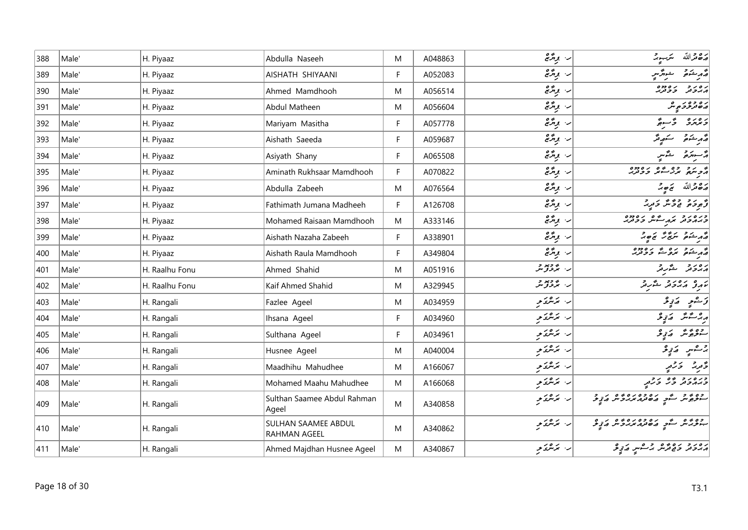| 388 | Male' | H. Piyaaz | Abdulla Naseeh | M | A048863 | ر. پިޔާޒް | އަބްދުﷲ ނަސީހް |
|---|---|---|---|---|---|---|---|
| 389 | Male' | H. Piyaaz | AISHATH SHIYAANI | F | A052083 | ހ. ޕިޔާޒް | އައިޝަތު ޝިޔާނީ |
| 390 | Male' | H. Piyaaz | Ahmed Mamdhooh | M | A056514 | ހ. ޕިޔާޒް | އަހްމަދު މަމްދޫޙް |
| 391 | Male' | H. Piyaaz | Abdul Matheen | M | A056604 | ހ. ޕިޔާޒް | އަބްދުލްމަތީން |
| 392 | Male' | H. Piyaaz | Mariyam Masitha | F | A057778 | ހ. ޕިޔާޒް | މަރިޔަމް މާސިތާ |
| 393 | Male' | H. Piyaaz | Aishath Saeeda | F | A059687 | ހ. ޕިޔާޒް | އައިޝަތު ސައީދާ |
| 394 | Male' | H. Piyaaz | Asiyath Shany | F | A065508 | ހ. ޕިޔާޒް | އާސިޔަތު ޝާނީ |
| 395 | Male' | H. Piyaaz | Aminath Rukhsaar Mamdhooh | F | A070822 | ހ. ޕިޔާޒް | އާމިނަތު ރުޚްސާރު މަމްދޫޙް |
| 396 | Male' | H. Piyaaz | Abdulla Zabeeh | M | A076564 | ހ. ޕިޔާޒް | އަބްދުﷲ ޒަބީޙް |
| 397 | Male' | H. Piyaaz | Fathimath Jumana Madheeh | F | A126708 | ހ. ޕިޔާޒް | ފާތިމަތު ޖުމާނާ މަދީޙް |
| 398 | Male' | H. Piyaaz | Mohamed Raisaan Mamdhooh | M | A333146 | ހ. ޕިޔާޒް | މުޙައްމަދު ރައިސާން މަމްދޫޙް |
| 399 | Male' | H. Piyaaz | Aishath Nazaha Zabeeh | F | A338901 | ހ. ޕިޔާޒް | އައިޝަތު ނަޒާހާ ޒަބީޙް |
| 400 | Male' | H. Piyaaz | Aishath Raula Mamdhooh | F | A349804 | ހ. ޕިޔާޒް | އައިޝަތު ރައުލާ މަމްދޫޙް |
| 401 | Male' | H. Raalhu Fonu | Ahmed Shahid | M | A051916 | ހ. ރާޅުފޮނު | އަހްމަދު ޝާހިދު |
| 402 | Male' | H. Raalhu Fonu | Kaif Ahmed Shahid | M | A329945 | ހ. ރާޅުފޮނު | ކައިފް އަހްމަދު ޝާހިދު |
| 403 | Male' | H. Rangali | Fazlee Ageel | M | A034959 | ހ. ރަންގަލި | ފަޟްލީ އަޤީލް |
| 404 | Male' | H. Rangali | Ihsana Ageel | F | A034960 | ހ. ރަންގަލި | އިޙްސާނާ އަޤީލް |
| 405 | Male' | H. Rangali | Sulthana Ageel | F | A034961 | ހ. ރަންގަލި | ސުލްޠާނާ އަޤީލް |
| 406 | Male' | H. Rangali | Husnee Ageel | M | A040004 | ހ. ރަންގަލި | ހުސްނީ އަޤީލް |
| 407 | Male' | H. Rangali | Maadhihu Mahudhee | M | A166067 | ހ. ރަންގަލި | މާދިހު މަހުދީ |
| 408 | Male' | H. Rangali | Mohamed Maahu Mahudhee | M | A166068 | ހ. ރަންގަލި | މުޙައްމަދު މާހު މަހުދީ |
| 409 | Male' | H. Rangali | Sulthan Saamee Abdul Rahman Ageel | M | A340858 | ހ. ރަންގަލި | ސުލްޠާން ސާމީ އަބްދުއްރަޙްމާން އަޤީލް |
| 410 | Male' | H. Rangali | SULHAN SAAMEE ABDUL RAHMAN AGEEL | M | A340862 | ހ. ރަންގަލި | ސުލްހާން ސާމީ އަބްދުއްރަޙްމާން އަޤީލް |
| 411 | Male' | H. Rangali | Ahmed Majdhan Husnee Ageel | M | A340867 | ހ. ރަންގަލި | އަހްމަދު މަޖްދާން ހުސްނީ އަޤީލް |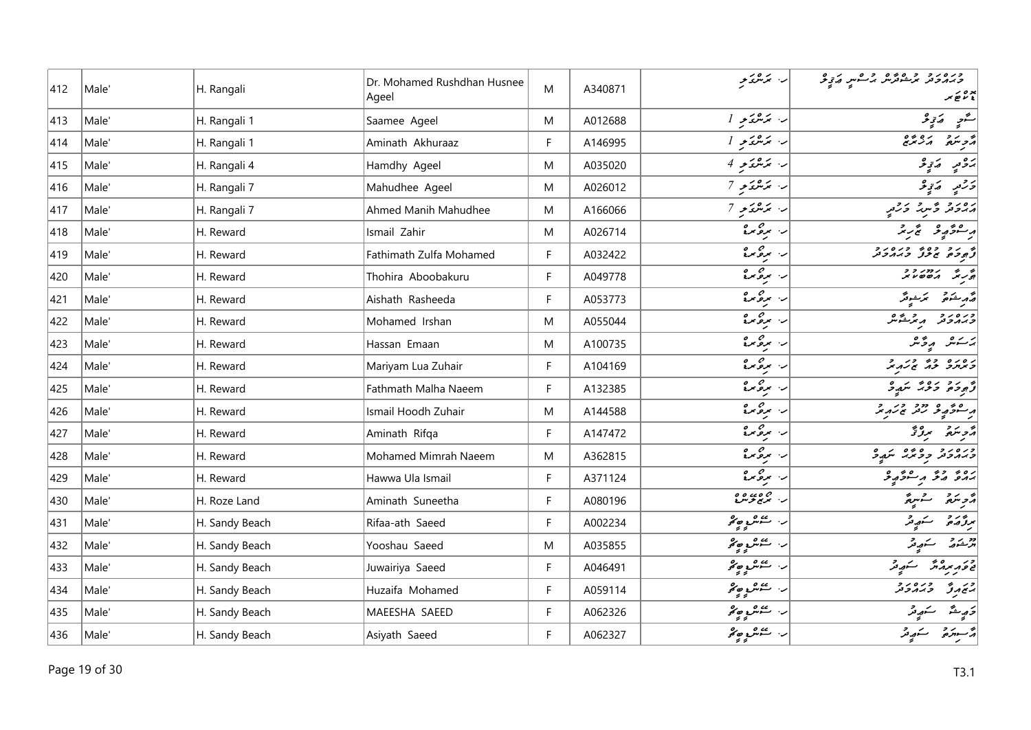| 412 | Male' | H. Rangali | Dr. Mohamed Rushdhan Husnee Ageel | M | A340871 | ހ. ރަންގަލި | ޑރ. މުޙައްމަދު ރުޝްދާން ހުސްނީ އަޤީލް |
|---|---|---|---|---|---|---|---|
| 413 | Male' | H. Rangali 1 | Saamee Ageel | M | A012688 | ހ. ރަންގަލި 1 | ސާމީ އަޤީލް |
| 414 | Male' | H. Rangali 1 | Aminath Akhuraaz | F | A146995 | ހ. ރަންގަލި 1 | އާމިނަތު އަޚުރާޒް |
| 415 | Male' | H. Rangali 4 | Hamdhy Ageel | M | A035020 | ހ. ރަންގަލި 4 | ހަމްދީ އަޤީލް |
| 416 | Male' | H. Rangali 7 | Mahudhee Ageel | M | A026012 | ހ. ރަންގަލި 7 | މަހުދީ އަޤީލް |
| 417 | Male' | H. Rangali 7 | Ahmed Manih Mahudhee | M | A166066 | ހ. ރަންގަލި 7 | އަޙްމަދު މާނިޙް މަހުދީ |
| 418 | Male' | H. Reward | Ismail Zahir | M | A026714 | ހ. ރިވޯޑް | އިސްމާޢީލް ޒާހިރު |
| 419 | Male' | H. Reward | Fathimath Zulfa Mohamed | F | A032422 | ހ. ރިވޯޑް | ފާތިމަތު ޒުލްފާ މުޙައްމަދު |
| 420 | Male' | H. Reward | Thohira Aboobakuru | F | A049778 | ހ. ރިވޯޑް | ޠާހިރާ އަބޫބަކުރު |
| 421 | Male' | H. Reward | Aishath Rasheeda | F | A053773 | ހ. ރިވޯޑް | އާއިޝަތު ރަޝީދާ |
| 422 | Male' | H. Reward | Mohamed Irshan | M | A055044 | ހ. ރިވޯޑް | މުޙައްމަދު އިރުޝާން |
| 423 | Male' | H. Reward | Hassan Emaan | M | A100735 | ހ. ރިވޯޑް | ހަސަން އީމާން |
| 424 | Male' | H. Reward | Mariyam Lua Zuhair | F | A104169 | ހ. ރިވޯޑް | މަރިޔަމް ލުއާ ޒުހައިރު |
| 425 | Male' | H. Reward | Fathmath Malha Naeem | F | A132385 | ހ. ރިވޯޑް | ފާތިމަތު މަލްހާ ނަޢީމް |
| 426 | Male' | H. Reward | Ismail Hoodh Zuhair | M | A144588 | ހ. ރިވޯޑް | އިސްމާޢީލް ހޫދު ޒުހައިރު |
| 427 | Male' | H. Reward | Aminath Rifqa | F | A147472 | ހ. ރިވޯޑް | އާމިނަތު ރިފްޤާ |
| 428 | Male' | H. Reward | Mohamed Mimrah Naeem | M | A362815 | ހ. ރިވޯޑް | މުޙައްމަދު މިމްރާޙް ނަޢީމް |
| 429 | Male' | H. Reward | Hawwa Ula Ismail | F | A371124 | ހ. ރިވޯޑް | ހައްވާ އުލާ އިސްމާޢީލް |
| 430 | Male' | H. Roze Land | Aminath Suneetha | F | A080196 | ހ. ރޯޒްލޭންޑް | އާމިނަތު ސުނީތާ |
| 431 | Male' | H. Sandy Beach | Rifaa-ath Saeed | F | A002234 | ހ. ސެންޑީބީޗް | ރިފާއަތު ސަޢީދު |
| 432 | Male' | H. Sandy Beach | Yooshau Saeed | M | A035855 | ހ. ސެންޑީބީޗް | ޔޫޝައު ސަޢީދު |
| 433 | Male' | H. Sandy Beach | Juwairiya Saeed | F | A046491 | ހ. ސެންޑީބީޗް | ޖުވައިރިއްޔާ ސަޢީދު |
| 434 | Male' | H. Sandy Beach | Huzaifa Mohamed | F | A059114 | ހ. ސެންޑީބީޗް | ހުޒައިފާ މުޙައްމަދު |
| 435 | Male' | H. Sandy Beach | MAEESHA SAEED | F | A062326 | ހ. ސެންޑީބީޗް | މައީޝާ ސަޢީދު |
| 436 | Male' | H. Sandy Beach | Asiyath Saeed | F | A062327 | ހ. ސެންޑީބީޗް | އާސިޔަތު ސަޢީދު |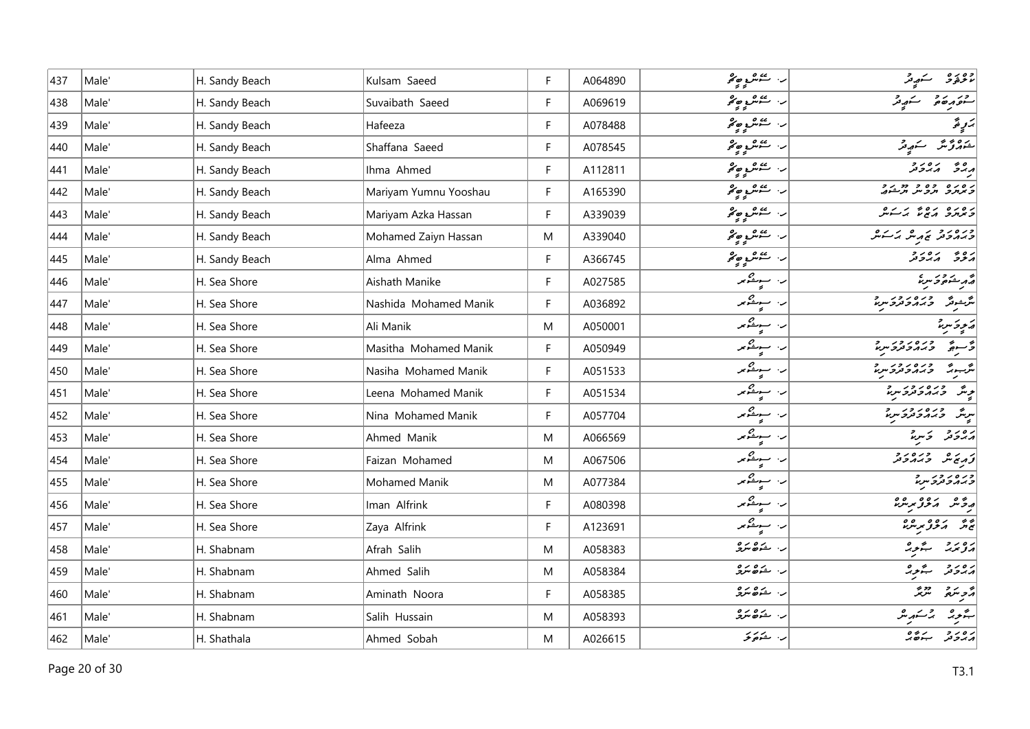| 437 | Male' | H. Sandy Beach | Kulsam Saeed | F | A064890 | ހ. ސޭންޑީބީޗް | ކުލްސަމް ސަޢީދު |
|---|---|---|---|---|---|---|---|
| 438 | Male' | H. Sandy Beach | Suvaibath Saeed | F | A069619 | ހ. ސޭންޑީބީޗް | ސުވައިބަތު ސަޢީދު |
| 439 | Male' | H. Sandy Beach | Hafeeza | F | A078488 | ހ. ސޭންޑީބީޗް | ހަފީޒާ |
| 440 | Male' | H. Sandy Beach | Shaffana Saeed | F | A078545 | ހ. ސޭންޑީބީޗް | ޝައްފާނާ ސަޢީދު |
| 441 | Male' | H. Sandy Beach | Ihma Ahmed | F | A112811 | ހ. ސޭންޑީބީޗް | އިހްމާ އަހުމަދު |
| 442 | Male' | H. Sandy Beach | Mariyam Yumnu Yooshau | F | A165390 | ހ. ސޭންޑީބީޗް | މަރިޔަމް ޔުމްނު ޔޫޝައު |
| 443 | Male' | H. Sandy Beach | Mariyam Azka Hassan | F | A339039 | ހ. ސޭންޑީބީޗް | މަރިޔަމް އަޒްކާ ހަސަން |
| 444 | Male' | H. Sandy Beach | Mohamed Zaiyn Hassan | M | A339040 | ހ. ސޭންޑީބީޗް | މުހައްމަދު ޒައިން ހަސަން |
| 445 | Male' | H. Sandy Beach | Alma Ahmed | F | A366745 | ހ. ސޭންޑީބީޗް | އަލްމާ އަހުމަދު |
| 446 | Male' | H. Sea Shore | Aishath Manike | F | A027585 | ހ. ސީޝޯރ | އައިޝަތުމަނިކެ |
| 447 | Male' | H. Sea Shore | Nashida Mohamed Manik | F | A036892 | ހ. ސީޝޯރ | ނާޝިދާ މުހައްމަދުމަނިކު |
| 448 | Male' | H. Sea Shore | Ali Manik | M | A050001 | ހ. ސީޝޯރ | އަލިމަނިކު |
| 449 | Male' | H. Sea Shore | Masitha Mohamed Manik | F | A050949 | ހ. ސީޝޯރ | މާސިތާ މުހައްމަދުމަނިކު |
| 450 | Male' | H. Sea Shore | Nasiha Mohamed Manik | F | A051533 | ހ. ސީޝޯރ | ނާސިހާ މުހައްމަދުމަނިކު |
| 451 | Male' | H. Sea Shore | Leena Mohamed Manik | F | A051534 | ހ. ސީޝޯރ | ލީނާ މުހައްމަދުމަނިކު |
| 452 | Male' | H. Sea Shore | Nina Mohamed Manik | F | A057704 | ހ. ސީޝޯރ | ނީނާ މުހައްމަދުމަނިކު |
| 453 | Male' | H. Sea Shore | Ahmed Manik | M | A066569 | ހ. ސީޝޯރ | އަހުމަދު މަނިކު |
| 454 | Male' | H. Sea Shore | Faizan Mohamed | M | A067506 | ހ. ސީޝޯރ | ފައިޒާން މުހައްމަދު |
| 455 | Male' | H. Sea Shore | Mohamed Manik | M | A077384 | ހ. ސީޝޯރ | މުހައްމަދުމަނިކު |
| 456 | Male' | H. Sea Shore | Iman Alfrink | F | A080398 | ހ. ސީޝޯރ | އީމާން އަލްފްރިންކް |
| 457 | Male' | H. Sea Shore | Zaya Alfrink | F | A123691 | ހ. ސީޝޯރ | ޒާޔާ އަލްފްރިންކް |
| 458 | Male' | H. Shabnam | Afrah Salih | M | A058383 | ހ. ޝަބްނަމް | އަފްރާހު ސާލިހު |
| 459 | Male' | H. Shabnam | Ahmed Salih | M | A058384 | ހ. ޝަބްނަމް | އަހުމަދު ސާލިހު |
| 460 | Male' | H. Shabnam | Aminath Noora | F | A058385 | ހ. ޝަބްނަމް | އާމިނަތު ނޫރާ |
| 461 | Male' | H. Shabnam | Salih Hussain | M | A058393 | ހ. ޝަބްނަމް | ސާލިހު ހުސައިން |
| 462 | Male' | H. Shathala | Ahmed Sobah | M | A026615 | ހ. ޝަތަލަ | އަހުމަދު ސަބާހު |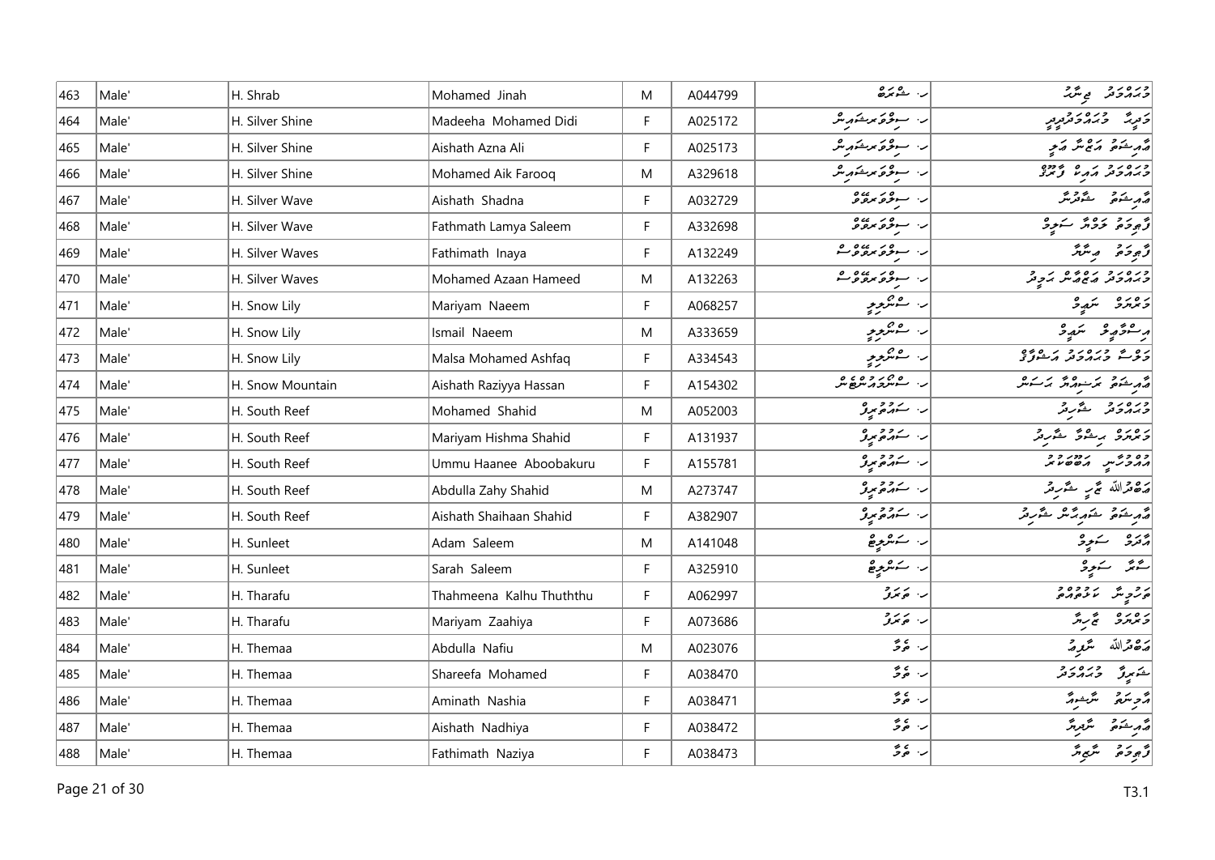| 463 | Male' | H. Shrab | Mohamed Jinah | M | A044799 | ر. شەترە | وبرەدو يېترىر |
|---|---|---|---|---|---|---|---|
| 464 | Male' | H. Silver Shine | Madeeha Mohamed Didi | F | A025172 | ر. سوڤرەترىشەرىش | وَمِرِدَّ وَبَرَمْدَوَتْرْمِرِمِرِ |
| 465 | Male' | H. Silver Shine | Aishath Azna Ali | F | A025173 | ر. سوڤرەترىشەرىش | مەرشەم مەي ئىر مەي |
| 466 | Male' | H. Silver Shine | Mohamed Aik Farooq | M | A329618 | ر. سوڤرەترىشەرىش | وبرەدو مەرىئا ۆترۇ |
| 467 | Male' | H. Silver Wave | Aishath Shadna | F | A032729 | ر. سوڤرەترىۋە | مەرشەم شەترىتر |
| 468 | Male' | H. Silver Wave | Fathmath Lamya Saleem | F | A332698 | ر. سوڤرەترىۋە | ۆجەدە ترەۋ سەرە |
| 469 | Male' | H. Silver Waves | Fathimath Inaya | F | A132249 | ر. سوڤرەترىۋەس | ۆجەدە مېترى |
| 470 | Male' | H. Silver Waves | Mohamed Azaan Hameed | M | A132263 | ر. سوڤرەترىۋەس | وبرەدو مەيھىر بەرىر |
| 471 | Male' | H. Snow Lily | Mariyam Naeem | F | A068257 | ر. سىشرىي | وبرمرو سەرى |
| 472 | Male' | H. Snow Lily | Ismail Naeem | M | A333659 | ر. سىشرىي | مەرشۇمەن سەرى |
| 473 | Male' | H. Snow Lily | Malsa Mohamed Ashfaq | F | A334543 | ر. سىشرىي | وۆسە وبرەدو مەشۆتى |
| 474 | Male' | H. Snow Mountain | Aishath Raziyya Hassan | F | A154302 | ر. سىشرۇمەشرىشر | مەرشەم ترىبومەتر برىسكىر |
| 475 | Male' | H. South Reef | Mohamed Shahid | M | A052003 | ر. سەرەمبرو | وبرەدو شەرىر |
| 476 | Male' | H. South Reef | Mariyam Hishma Shahid | F | A131937 | ر. سەرەمبرو | وبرمرو برشۇ شەرىر |
| 477 | Male' | H. South Reef | Ummu Haanee Aboobakuru | F | A155781 | ر. سەرەمبرو | مەدەرسى مەھەمبر |
| 478 | Male' | H. South Reef | Abdulla Zahy Shahid | M | A273747 | ر. سەرەمبرو | مەھىراللە ئجىر شەرىر |
| 479 | Male' | H. South Reef | Aishath Shaihaan Shahid | F | A382907 | ر. سەرەمبرو | مەرشەم شەرىر شەرىر |
| 480 | Male' | H. Sunleet | Adam Saleem | M | A141048 | ر. سەشرىرى | مەترو سەرە |
| 481 | Male' | H. Sunleet | Sarah Saleem | F | A325910 | ر. سەشرىرى | سەتر سەرە |
| 482 | Male' | H. Tharafu | Thahmeena Kalhu Thuththu | F | A062997 | ر. ھوتبرو | ھرومېتر ئانوھەھ |
| 483 | Male' | H. Tharafu | Mariyam Zaahiya | F | A073686 | ر. ھوتبرو | وبرمرو ئجرىر |
| 484 | Male' | H. Themaa | Abdulla Nafiu | M | A023076 | ر. ھوق | مەھىراللە سترومە |
| 485 | Male' | H. Themaa | Shareefa Mohamed | F | A038470 | ر. ھوق | شەمبرۇ وبرەدو |
| 486 | Male' | H. Themaa | Aminath Nashia | F | A038471 | ر. ھوق | مەجەسىھ سترشوم |
| 487 | Male' | H. Themaa | Aishath Nadhiya | F | A038472 | ر. ھوق | مەرشەم سترمىرىر |
| 488 | Male' | H. Themaa | Fathimath Naziya | F | A038473 | ر. ھوق | ۆجەدە سترىمىر |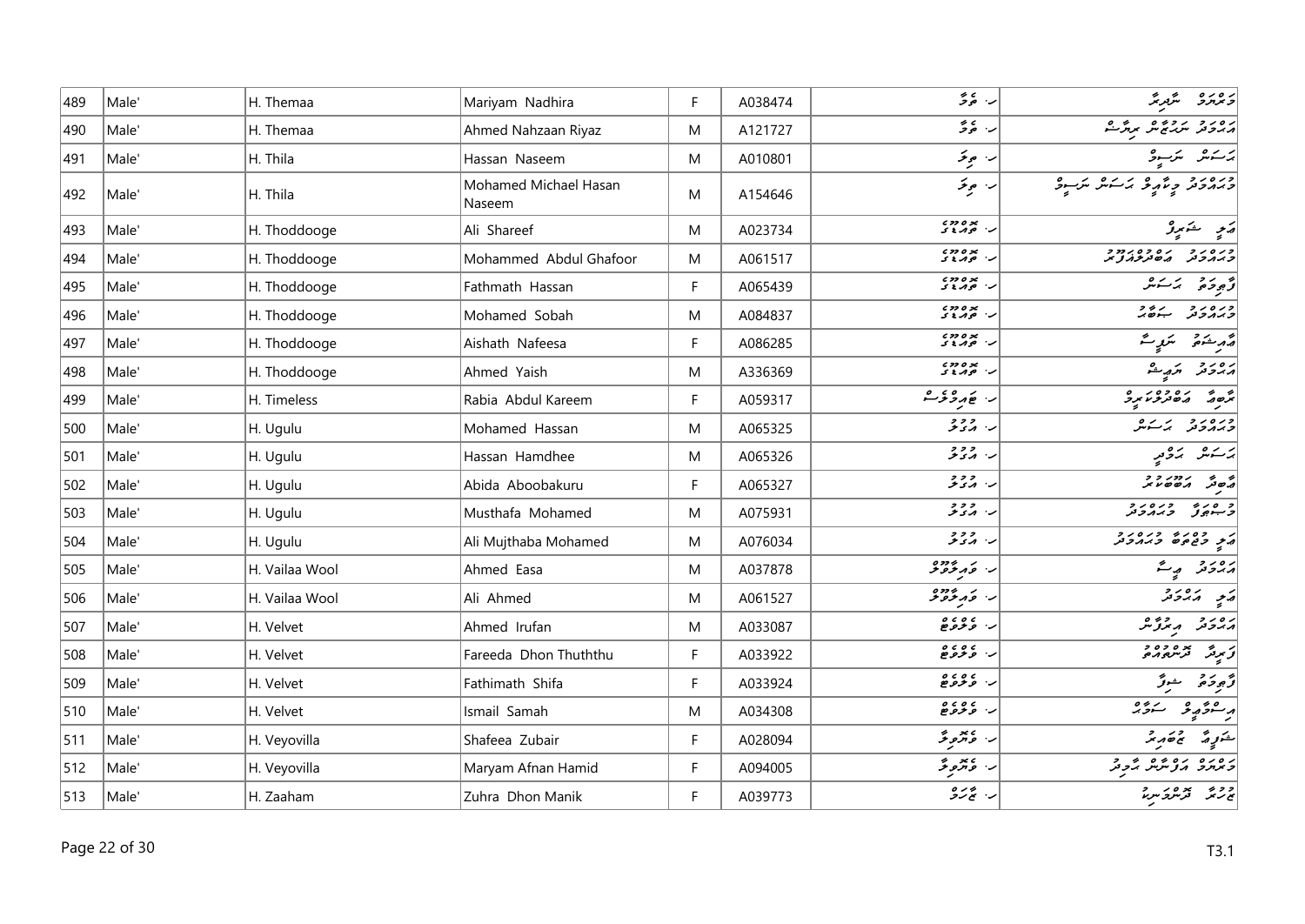| 489 | Male' | H. Themaa | Mariyam Nadhira | F | A038474 | ހ. ތެމާ | މަރިޔަމް ނާދިރާ |
|---|---|---|---|---|---|---|---|
| 490 | Male' | H. Themaa | Ahmed Nahzaan Riyaz | M | A121727 | ހ. ތެމާ | އަހުމަދު ނަހްޒާން ރިޔާޒް |
| 491 | Male' | H. Thila | Hassan Naseem | M | A010801 | ހ. ތިލަ | ޙަސަން ނަސީމް |
| 492 | Male' | H. Thila | Mohamed Michael Hasan Naseem | M | A154646 | ހ. ތިލަ | މުޙައްމަދު މައިކަލް ޙަސަން ނަސީމް |
| 493 | Male' | H. Thoddooge | Ali Shareef | M | A023734 | ހ. ތޮއްޑޫގެ | އަލި ޝަރީފް |
| 494 | Male' | H. Thoddooge | Mohammed Abdul Ghafoor | M | A061517 | ހ. ތޮއްޑޫގެ | މުޙައްމަދު އަބްދުލްޣަފޫރު |
| 495 | Male' | H. Thoddooge | Fathmath Hassan | F | A065439 | ހ. ތޮއްޑޫގެ | ފާތިމަތު ޙަސަން |
| 496 | Male' | H. Thoddooge | Mohamed Sobah | M | A084837 | ހ. ތޮއްޑޫގެ | މުޙައްމަދު ޞަބާޙް |
| 497 | Male' | H. Thoddooge | Aishath Nafeesa | F | A086285 | ހ. ތޮއްޑޫގެ | އާއިޝަތު ނަފީސާ |
| 498 | Male' | H. Thoddooge | Ahmed Yaish | M | A336369 | ހ. ތޮއްޑޫގެ | އަހުމަދު ޔައިޝް |
| 499 | Male' | H. Timeless | Rabia Abdul Kareem | F | A059317 | ހ. ޓައިމްލެސް | ރާބިޢާ އަބްދުލްކަރީމް |
| 500 | Male' | H. Ugulu | Mohamed Hassan | M | A065325 | ހ. އުގުލު | މުޙައްމަދު ޙަސަން |
| 501 | Male' | H. Ugulu | Hassan Hamdhee | M | A065326 | ހ. އުގުލު | ޙަސަން ޙަމްދީ |
| 502 | Male' | H. Ugulu | Abida Aboobakuru | F | A065327 | ހ. އުގުލު | އާބިދާ އަބޫބަކުރު |
| 503 | Male' | H. Ugulu | Musthafa Mohamed | M | A075931 | ހ. އުގުލު | މުސްތަފާ މުޙައްމަދު |
| 504 | Male' | H. Ugulu | Ali Mujthaba Mohamed | M | A076034 | ހ. އުގުލު | އަލި މުޖުތަބާ މުޙައްމަދު |
| 505 | Male' | H. Vailaa Wool | Ahmed Easa | M | A037878 | ހ. ވައިލާވޫލް | އަހުމަދު ޢީސާ |
| 506 | Male' | H. Vailaa Wool | Ali Ahmed | M | A061527 | ހ. ވައިލާވޫލް | އަލި އަހުމަދު |
| 507 | Male' | H. Velvet | Ahmed Irufan | M | A033087 | ހ. ވެލްވެޓް | އަހުމަދު އިރުފާން |
| 508 | Male' | H. Velvet | Fareeda Dhon Thuththu | F | A033922 | ހ. ވެލްވެޓް | ފަރީދާ ދޮންތުއްތު |
| 509 | Male' | H. Velvet | Fathimath Shifa | F | A033924 | ހ. ވެލްވެޓް | ފާތިމަތު ޝިފާ |
| 510 | Male' | H. Velvet | Ismail Samah | M | A034308 | ހ. ވެލްވެޓް | އިސްމާޢީލް ސަމާޙް |
| 511 | Male' | H. Veyovilla | Shafeea Zubair | F | A028094 | ހ. ވެޔޮވިލާ | ޝަފީޢާ ޒުބައިރު |
| 512 | Male' | H. Veyovilla | Maryam Afnan Hamid | F | A094005 | ހ. ވެޔޮވިލާ | މަރްޔަމް އަފްނާން ހާމިދު |
| 513 | Male' | H. Zaaham | Zuhra Dhon Manik | F | A039773 | ހ. ޒާހަމް | ޒުހްރާ ދޮންމަނިކު |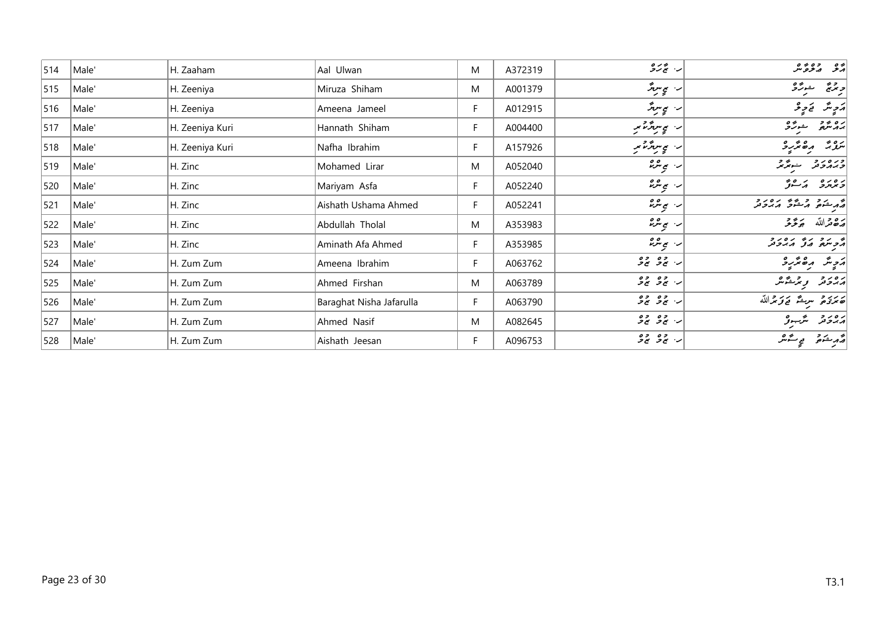| 514 | Male' | H. Zaaham | Aal Ulwan | M | A372319 | ހ. ޒާހަމް | އާލް އުލްވާން |
|---|---|---|---|---|---|---|---|
| 515 | Male' | H. Zeeniya | Miruza Shiham | M | A001379 | ހ. ޒީނިޔާ | މިރުޒާ ޝިހާމް |
| 516 | Male' | H. Zeeniya | Ameena Jameel | F | A012915 | ހ. ޒީނިޔާ | އަމީނާ ޖަމީލް |
| 517 | Male' | H. Zeeniya Kuri | Hannath Shiham | F | A004400 | ހ. ޒީނިޔާކުރި | ހަންނަތު ޝިހާމް |
| 518 | Male' | H. Zeeniya Kuri | Nafha Ibrahim | F | A157926 | ހ. ޒީނިޔާކުރި | ނަފްހާ އިބްރާހިމް |
| 519 | Male' | H. Zinc | Mohamed Lirar | M | A052040 | ހ. ޒިންކް | މުހައްމަދު ލިރާރު |
| 520 | Male' | H. Zinc | Mariyam Asfa | F | A052240 | ހ. ޒިންކް | މަރިޔަމް އަސްފާ |
| 521 | Male' | H. Zinc | Aishath Ushama Ahmed | F | A052241 | ހ. ޒިންކް | އާއިޝަތު އުޝާމާ އަހްމަދު |
| 522 | Male' | H. Zinc | Abdullah Tholal | M | A353983 | ހ. ޒިންކް | އަބްދުﷲ ތޮލާލް |
| 523 | Male' | H. Zinc | Aminath Afa Ahmed | F | A353985 | ހ. ޒިންކް | އާމިނަތު އަފާ އަހްމަދު |
| 524 | Male' | H. Zum Zum | Ameena Ibrahim | F | A063762 | ހ. ޒުމް ޒުމް | އަމީނާ އިބްރާހިމް |
| 525 | Male' | H. Zum Zum | Ahmed Firshan | M | A063789 | ހ. ޒުމް ޒުމް | އަހްމަދު ފިރުޝާން |
| 526 | Male' | H. Zum Zum | Baraghat Nisha Jafarulla | F | A063790 | ހ. ޒުމް ޒުމް | ބަރަކާތު ނިޝާ ޖަފަރުﷲ |
| 527 | Male' | H. Zum Zum | Ahmed Nasif | M | A082645 | ހ. ޒުމް ޒުމް | އަހްމަދު ނާސިފް |
| 528 | Male' | H. Zum Zum | Aishath Jeesan | F | A096753 | ހ. ޒުމް ޒުމް | އާއިޝަތު ޖީސާން |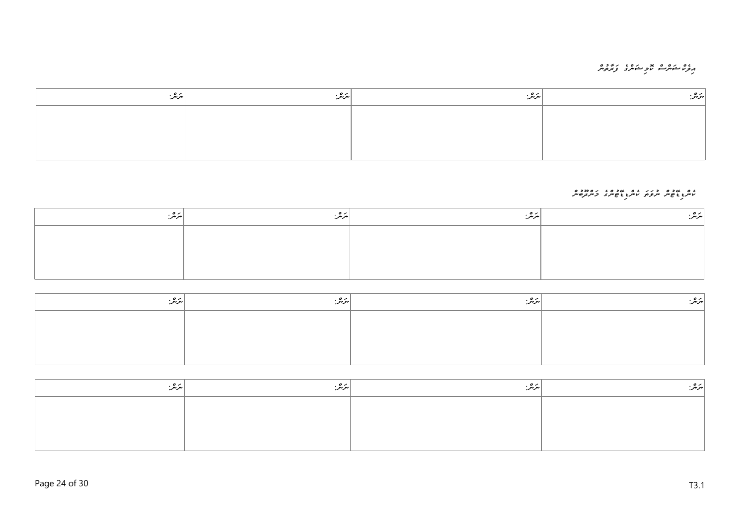# އިވެންޓަންސް ކޮމިޝަނުގެ ފަރާތުން

| ނަން: | ނަން: | ނަން: | ނަން: |
|---|---|---|---|
| | | | |

## ކެންޑިޑޭޓުން ނުވަތަ ކެންޑިޑޭޓުގެ މަންދޫބުން

| ނަން: | ނަން: | ނަން: | ނަން: |
|---|---|---|---|
| | | | |

| ނަން: | ނަން: | ނަން: | ނަން: |
|---|---|---|---|
| | | | |

| ނަން: | ނަން: | ނަން: | ނަން: |
|---|---|---|---|
| | | | |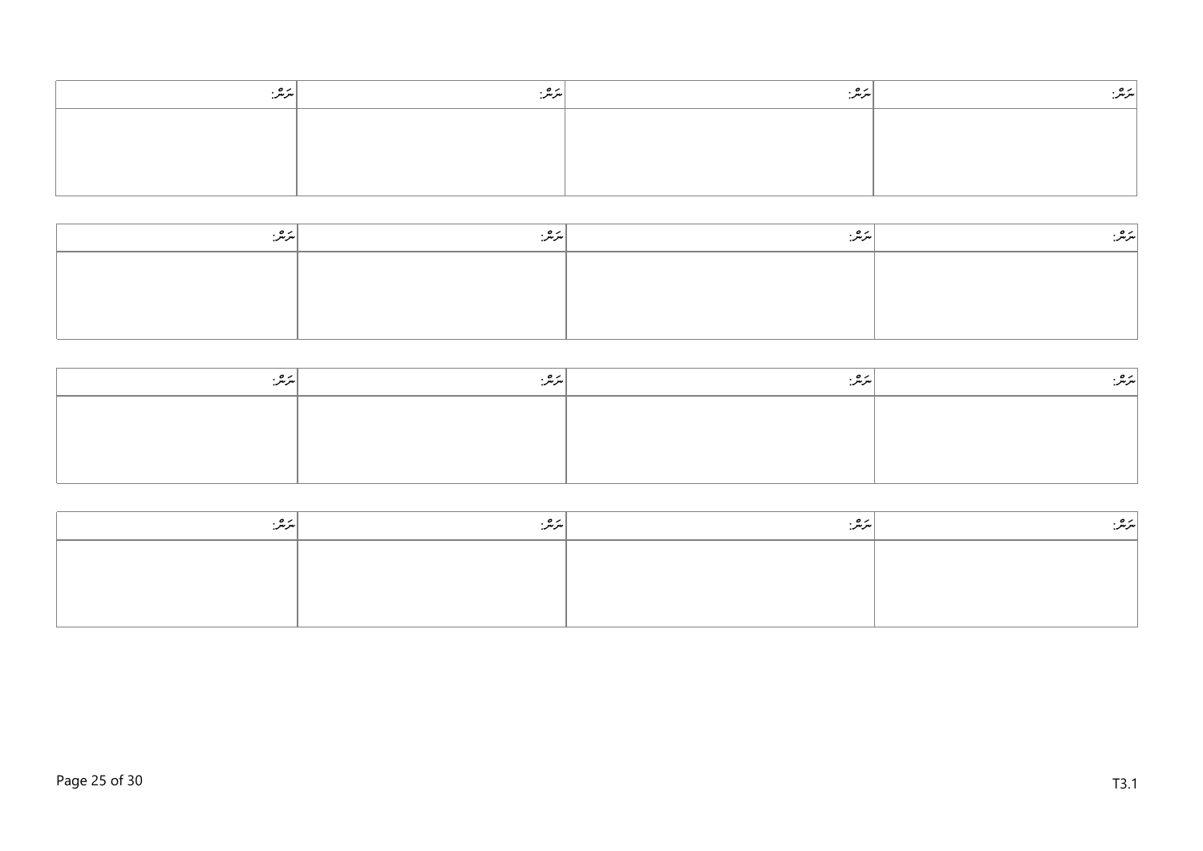| ނަމްބަރު: | ނަމްބަރު: | ނަމްބަރު: | ނަމްބަރު: |
| --- | --- | --- | --- |
| | | | |

| ނަމްބަރު: | ނަމްބަރު: | ނަމްބަރު: | ނަމްބަރު: |
| --- | --- | --- | --- |
| | | | |

| ނަމްބަރު: | ނަމްބަރު: | ނަމްބަރު: | ނަމްބަރު: |
| --- | --- | --- | --- |
| | | | |

| ނަމްބަރު: | ނަމްބަރު: | ނަމްބަރު: | ނަމްބަރު: |
| --- | --- | --- | --- |
| | | | |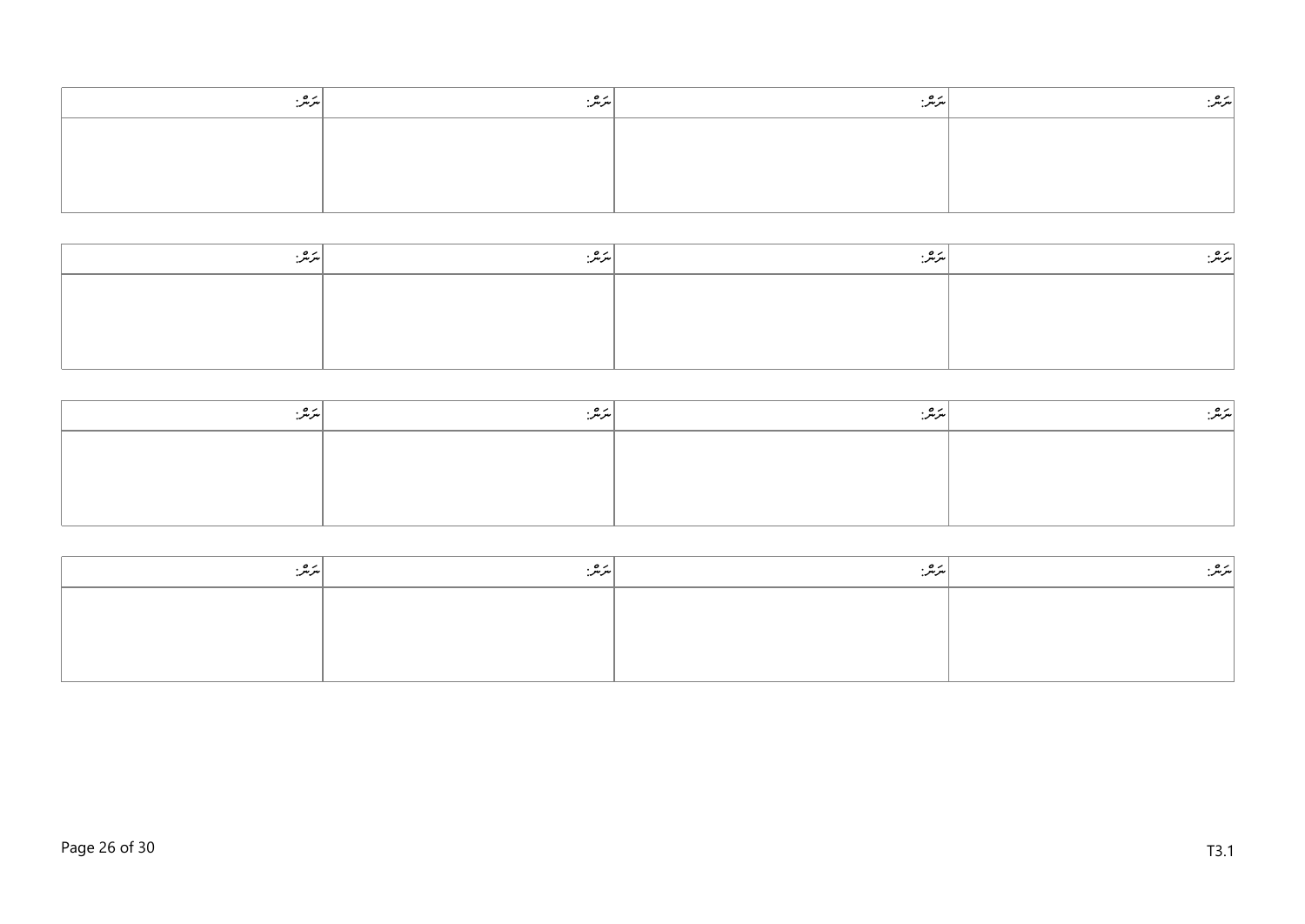| ނަރުނ: | ނަރުނ: | ނަރުނ: | ނަރުނ: |
|---|---|---|---|
| | | | |

| ނަރުނ: | ނަރުނ: | ނަރުނ: | ނަރުނ: |
|---|---|---|---|
| | | | |

| ނަރުނ: | ނަރުނ: | ނަރުނ: | ނަރުނ: |
|---|---|---|---|
| | | | |

| ނަރުނ: | ނަރުނ: | ނަރުނ: | ނަރުނ: |
|---|---|---|---|
| | | | |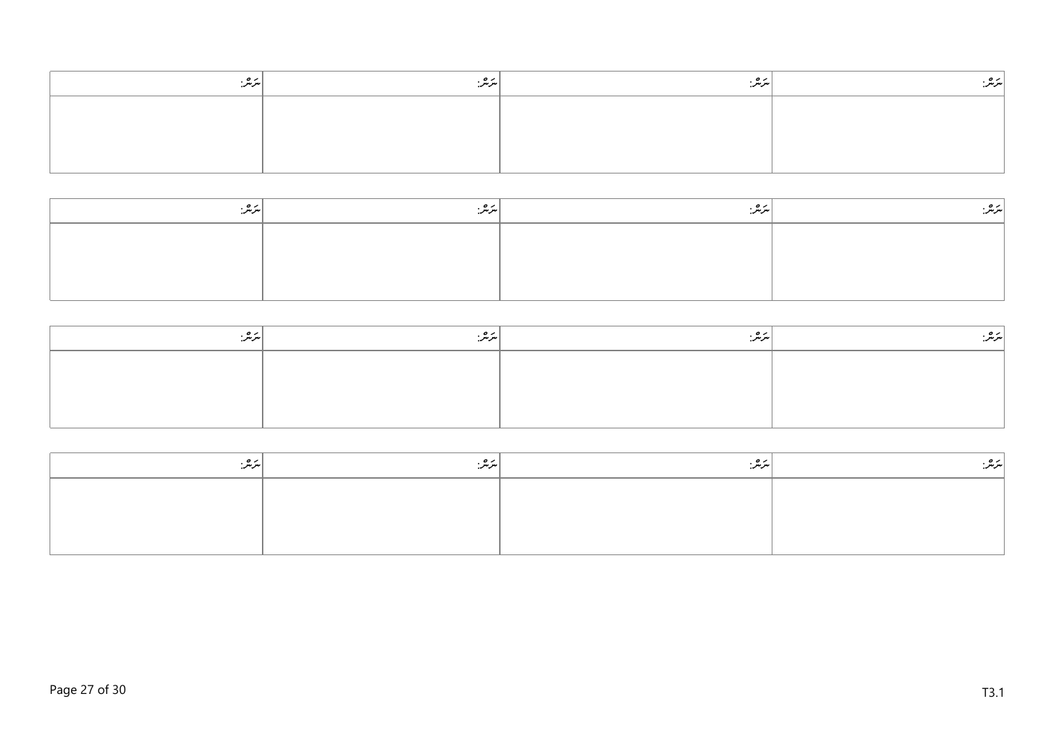| �Tarަށް: | ޝަރަށް: | ޝަރަށް: | ޝަރަށް: |
|---|---|---|---|
| | | | |

| ޝަރަށް: | ޝަރަށް: | ޝަރަށް: | ޝަރަށް: |
|---|---|---|---|
| | | | |

| ޝަރަށް: | ޝަރަށް: | ޝަރަށް: | ޝަރަށް: |
|---|---|---|---|
| | | | |

| ޝަރަށް: | ޝަރަށް: | ޝަރަށް: | ޝަރަށް: |
|---|---|---|---|
| | | | |

| ނަރުނ: | ނަރުނ: | ނަރުނ: | ނަރުނ: |
|---|---|---|---|
| | | | |

| ނަރުނ: | ނަރުނ: | ނަރުނ: | ނަރުނ: |
|---|---|---|---|
| | | | |

| ނަރުނ: | ނަރުނ: | ނަރުނ: | ނަރުނ: |
|---|---|---|---|
| | | | |

| ނަރުނ: | ނަރުނ: | ނަރުނ: | ނަރުނ: |
|---|---|---|---|
| | | | |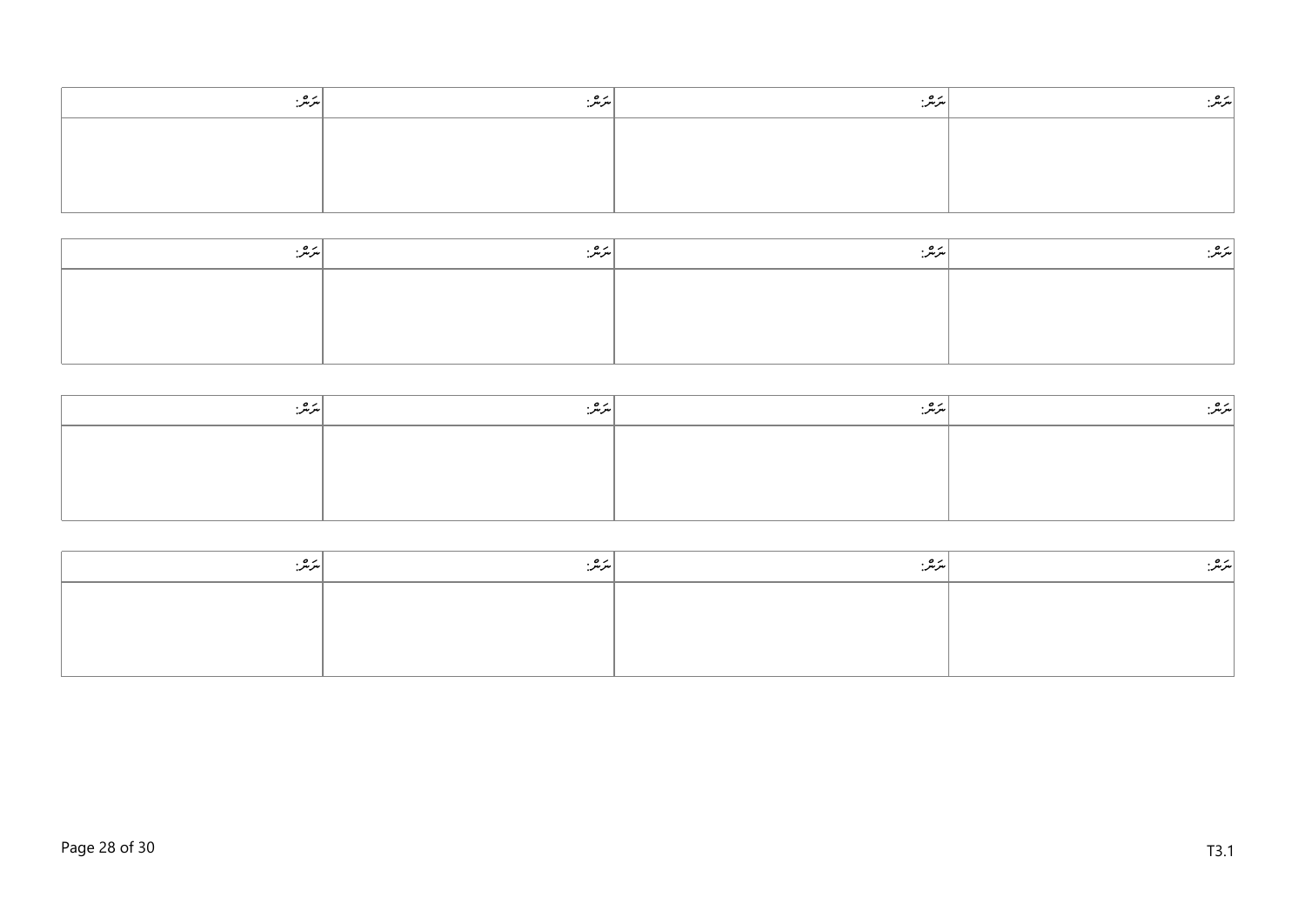| ނަމު: | ނަމު: | ނަމު: | ނަމު: |
| --- | --- | --- | --- |
| | | | |

| ނަމު: | ނަމު: | ނަމު: | ނަމު: |
| --- | --- | --- | --- |
| | | | |

| ނަމު: | ނަމު: | ނަމު: | ނަމު: |
| --- | --- | --- | --- |
| | | | |

| ނަމު: | ނަމު: | ނަމު: | ނަމު: |
| --- | --- | --- | --- |
| | | | |

T3.1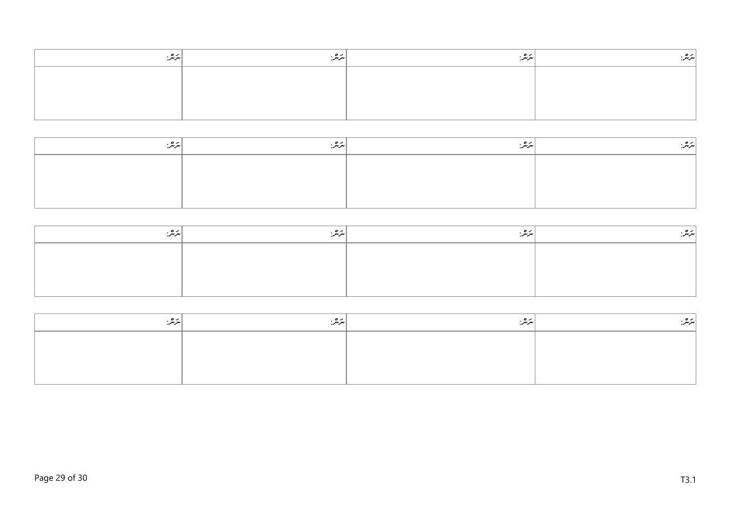| ނަރުދ: | ނަރުދ: | ނަރުދ: | ނަރުދ: |
| --- | --- | --- | --- |
| | | | |

| ނަރުދ: | ނަރުދ: | ނަރުދ: | ނަރުދ: |
| --- | --- | --- | --- |
| | | | |

| ނަރުދ: | ނަރުދ: | ނަރުދ: | ނަރުދ: |
| --- | --- | --- | --- |
| | | | |

| ނަރުދ: | ނަރުދ: | ނަރުދ: | ނަރުދ: |
| --- | --- | --- | --- |
| | | | |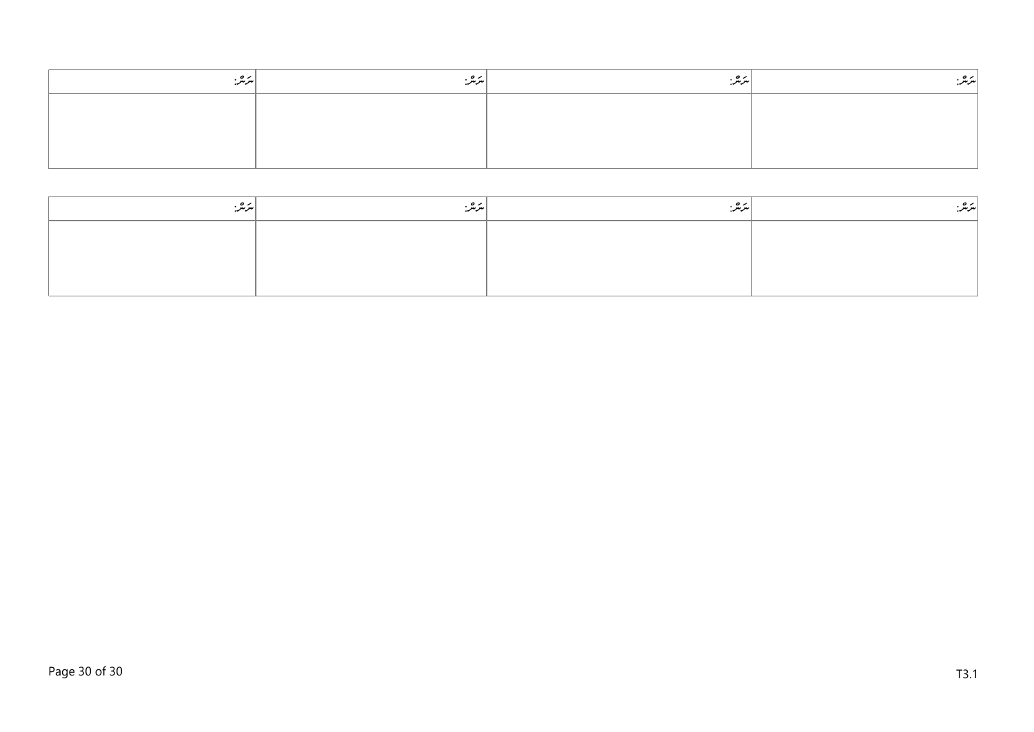| ނަރަ: | ނަރަ: | ނަރަ: | ނަރަ: |
|---|---|---|---|
| | | | |

| ނަރަ: | ނަރަ: | ނަރަ: | ނަރަ: |
|---|---|---|---|
| | | | |

T3.1